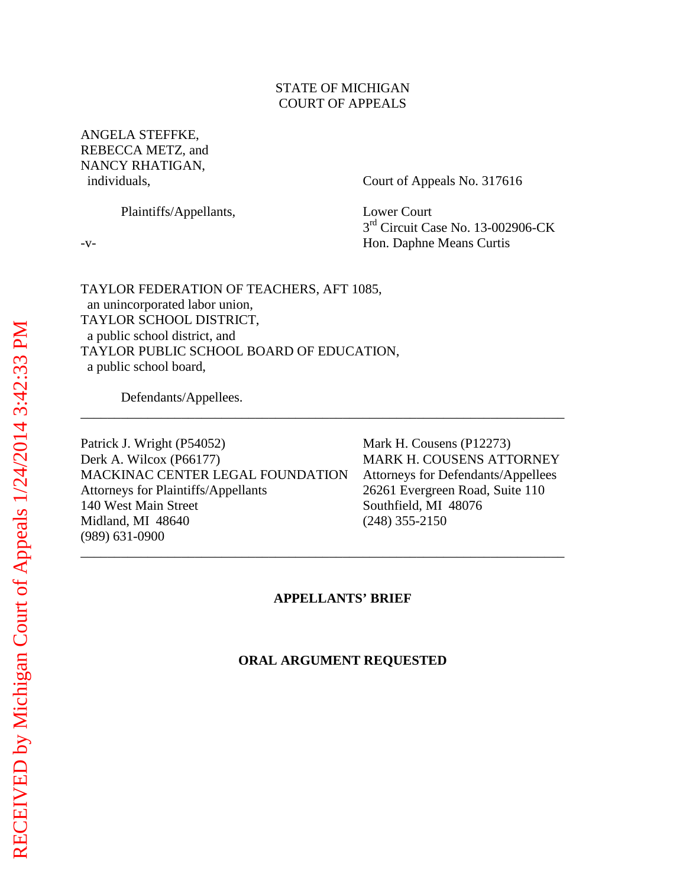STATE OF MICHIGAN
COURT OF APPEALS

ANGELA STEFFKE,
REBECCA METZ, and
NANCY RHATIGAN,
individuals,

Plaintiffs/Appellants,

-v-

Court of Appeals No. 317616

Lower Court
3rd Circuit Case No. 13-002906-CK
Hon. Daphne Means Curtis

TAYLOR FEDERATION OF TEACHERS, AFT 1085,
an unincorporated labor union,
TAYLOR SCHOOL DISTRICT,
a public school district, and
TAYLOR PUBLIC SCHOOL BOARD OF EDUCATION,
a public school board,

Defendants/Appellees.

---

Patrick J. Wright (P54052)
Derk A. Wilcox (P66177)
MACKINAC CENTER LEGAL FOUNDATION
Attorneys for Plaintiffs/Appellants
140 West Main Street
Midland, MI 48640
(989) 631-0900

Mark H. Cousens (P12273)
MARK H. COUSENS ATTORNEY
Attorneys for Defendants/Appellees
26261 Evergreen Road, Suite 110
Southfield, MI 48076
(248) 355-2150

---

**APPELLANTS' BRIEF**

**ORAL ARGUMENT REQUESTED**

RECEIVED by Michigan Court of Appeals 1/24/2014 3:42:33 PM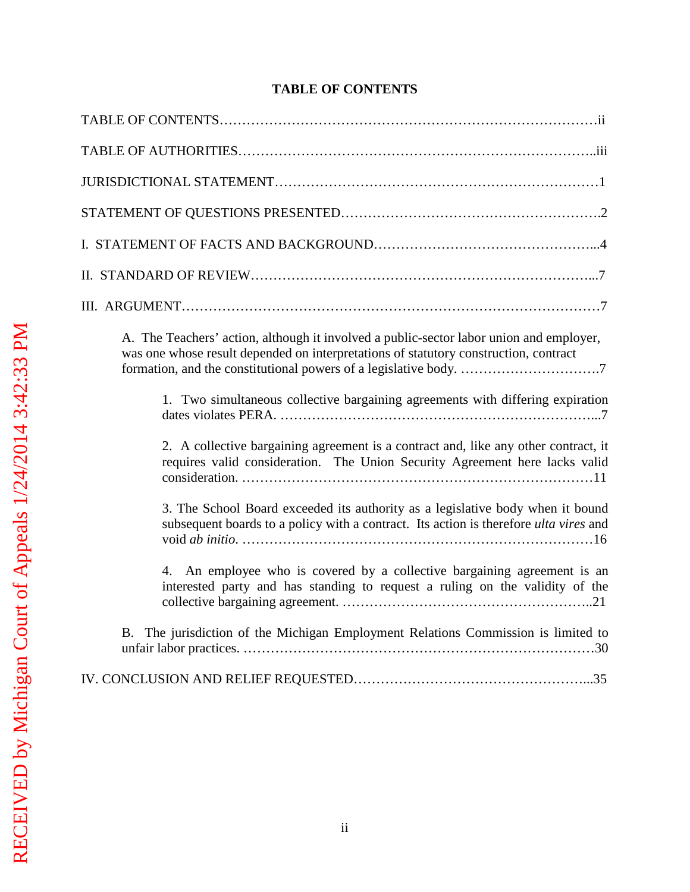# TABLE OF CONTENTS

TABLE OF CONTENTS……………………………………………………………………………ii

TABLE OF AUTHORITIES………………………………………………………………….iii

JURISDICTIONAL STATEMENT………………………………………………………………1

STATEMENT OF QUESTIONS PRESENTED………………………………………………….2

I. STATEMENT OF FACTS AND BACKGROUND…………………………………………...4

II. STANDARD OF REVIEW…………………………………………………………………...7

III. ARGUMENT…………………………………………………………………………………7

A. The Teachers' action, although it involved a public-sector labor union and employer, was one whose result depended on interpretations of statutory construction, contract formation, and the constitutional powers of a legislative body. ………………………….7

1. Two simultaneous collective bargaining agreements with differing expiration dates violates PERA. ……………………………………………………………...7

2. A collective bargaining agreement is a contract and, like any other contract, it requires valid consideration. The Union Security Agreement here lacks valid consideration. …………………………………………………………………11

3. The School Board exceeded its authority as a legislative body when it bound subsequent boards to a policy with a contract. Its action is therefore *ulta vires* and void *ab initio*. …………………………………………………………………16

4. An employee who is covered by a collective bargaining agreement is an interested party and has standing to request a ruling on the validity of the collective bargaining agreement. ………………………………………………..21

B. The jurisdiction of the Michigan Employment Relations Commission is limited to unfair labor practices. …………………………………………………………………30

IV. CONCLUSION AND RELIEF REQUESTED……………………………………………...35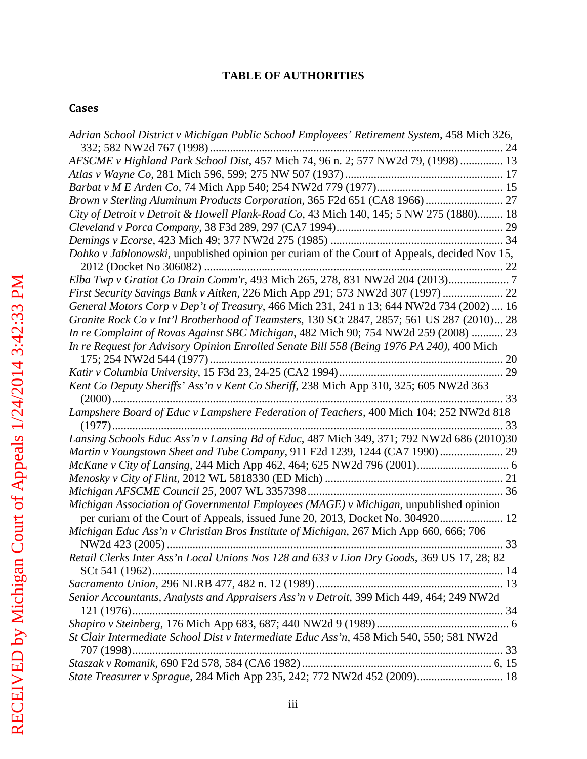# TABLE OF AUTHORITIES

## Cases

*Adrian School District v Michigan Public School Employees' Retirement System*, 458 Mich 326, 332; 582 NW2d 767 (1998) ........ 24

*AFSCME v Highland Park School Dist*, 457 Mich 74, 96 n. 2; 577 NW2d 79, (1998) ........ 13

*Atlas v Wayne Co*, 281 Mich 596, 599; 275 NW 507 (1937) ........ 17

*Barbat v M E Arden Co*, 74 Mich App 540; 254 NW2d 779 (1977) ........ 15

*Brown v Sterling Aluminum Products Corporation*, 365 F2d 651 (CA8 1966) ........ 27

*City of Detroit v Detroit & Howell Plank-Road Co*, 43 Mich 140, 145; 5 NW 275 (1880) ........ 18

*Cleveland v Porca Company*, 38 F3d 289, 297 (CA7 1994) ........ 29

*Demings v Ecorse*, 423 Mich 49; 377 NW2d 275 (1985) ........ 34

*Dohko v Jablonowski*, unpublished opinion per curiam of the Court of Appeals, decided Nov 15, 2012 (Docket No 306082) ........ 22

*Elba Twp v Gratiot Co Drain Comm'r*, 493 Mich 265, 278, 831 NW2d 204 (2013) ........ 7

*First Security Savings Bank v Aitken*, 226 Mich App 291; 573 NW2d 307 (1997) ........ 22

*General Motors Corp v Dep't of Treasury*, 466 Mich 231, 241 n 13; 644 NW2d 734 (2002) ........ 16

*Granite Rock Co v Int'l Brotherhood of Teamsters*, 130 SCt 2847, 2857; 561 US 287 (2010) ........ 28

*In re Complaint of Rovas Against SBC Michigan*, 482 Mich 90; 754 NW2d 259 (2008) ........ 23

*In re Request for Advisory Opinion Enrolled Senate Bill 558 (Being 1976 PA 240)*, 400 Mich 175; 254 NW2d 544 (1977) ........ 20

*Katir v Columbia University*, 15 F3d 23, 24-25 (CA2 1994) ........ 29

*Kent Co Deputy Sheriffs' Ass'n v Kent Co Sheriff*, 238 Mich App 310, 325; 605 NW2d 363 (2000) ........ 33

*Lampshere Board of Educ v Lampshere Federation of Teachers*, 400 Mich 104; 252 NW2d 818 (1977) ........ 33

*Lansing Schools Educ Ass'n v Lansing Bd of Educ*, 487 Mich 349, 371; 792 NW2d 686 (2010) ........ 30

*Martin v Youngstown Sheet and Tube Company*, 911 F2d 1239, 1244 (CA7 1990) ........ 29

*McKane v City of Lansing*, 244 Mich App 462, 464; 625 NW2d 796 (2001) ........ 6

*Menosky v City of Flint*, 2012 WL 5818330 (ED Mich) ........ 21

*Michigan AFSCME Council 25*, 2007 WL 3357398 ........ 36

*Michigan Association of Governmental Employees (MAGE) v Michigan*, unpublished opinion per curiam of the Court of Appeals, issued June 20, 2013, Docket No. 304920 ........ 12

*Michigan Educ Ass'n v Christian Bros Institute of Michigan*, 267 Mich App 660, 666; 706 NW2d 423 (2005) ........ 33

*Retail Clerks Inter Ass'n Local Unions Nos 128 and 633 v Lion Dry Goods*, 369 US 17, 28; 82 SCt 541 (1962) ........ 14

*Sacramento Union*, 296 NLRB 477, 482 n. 12 (1989) ........ 13

*Senior Accountants, Analysts and Appraisers Ass'n v Detroit*, 399 Mich 449, 464; 249 NW2d 121 (1976) ........ 34

*Shapiro v Steinberg*, 176 Mich App 683, 687; 440 NW2d 9 (1989) ........ 6

*St Clair Intermediate School Dist v Intermediate Educ Ass'n*, 458 Mich 540, 550; 581 NW2d 707 (1998) ........ 33

*Staszak v Romanik*, 690 F2d 578, 584 (CA6 1982) ........ 6, 15

*State Treasurer v Sprague*, 284 Mich App 235, 242; 772 NW2d 452 (2009) ........ 18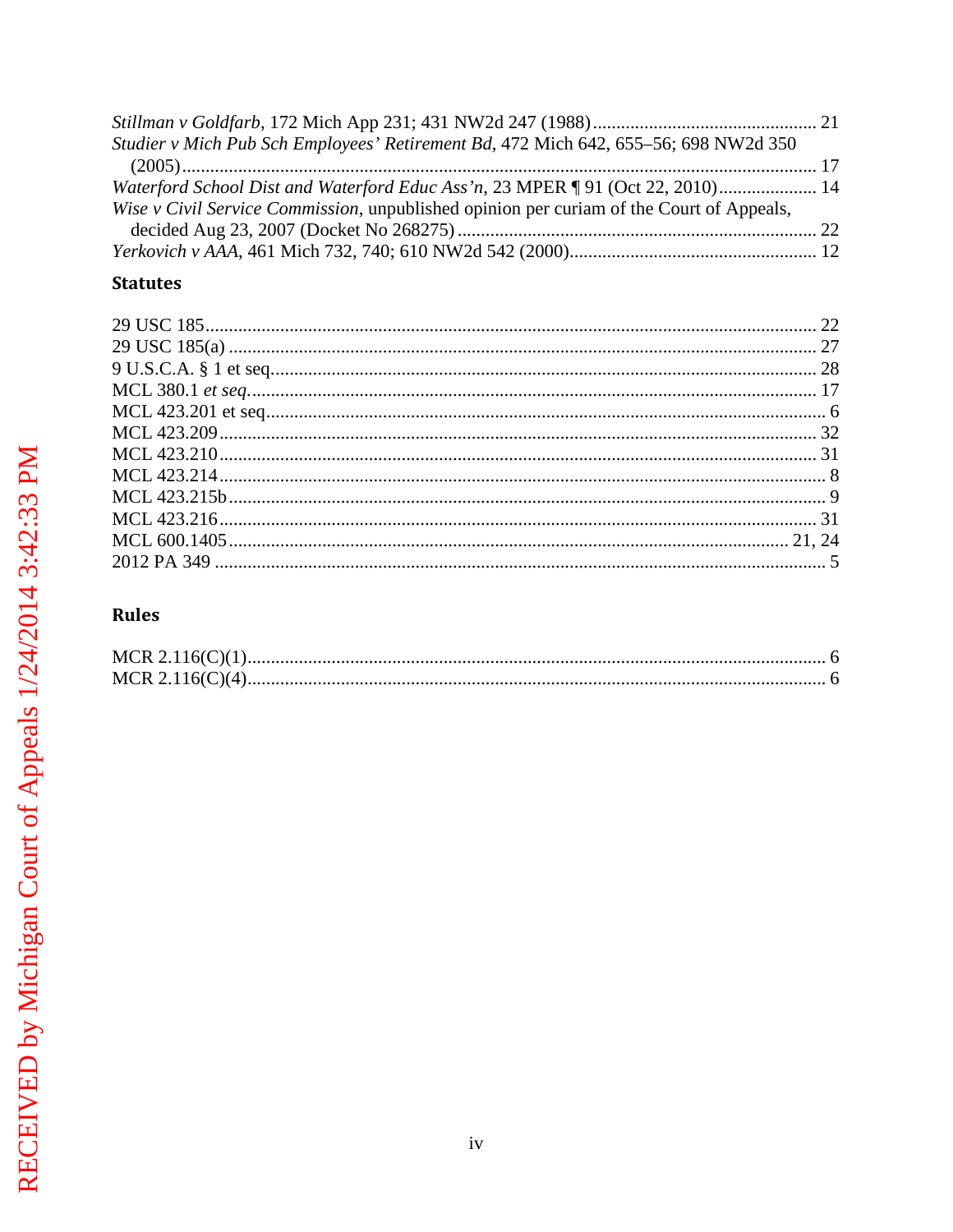*Stillman v Goldfarb*, 172 Mich App 231; 431 NW2d 247 (1988) ............................................... 21

*Studier v Mich Pub Sch Employees' Retirement Bd*, 472 Mich 642, 655–56; 698 NW2d 350 (2005) ........................................................................................................................ 17

*Waterford School Dist and Waterford Educ Ass'n*, 23 MPER ¶ 91 (Oct 22, 2010) ..................... 14

*Wise v Civil Service Commission*, unpublished opinion per curiam of the Court of Appeals, decided Aug 23, 2007 (Docket No 268275) ............................................................................ 22

*Yerkovich v AAA*, 461 Mich 732, 740; 610 NW2d 542 (2000) .................................................... 12

## Statutes

29 USC 185 ................................................................................................................................. 22

29 USC 185(a) ............................................................................................................................. 27

9 U.S.C.A. § 1 et seq. .................................................................................................................. 28

MCL 380.1 *et seq.* ........................................................................................................................ 17

MCL 423.201 et seq ....................................................................................................................... 6

MCL 423.209 ............................................................................................................................... 32

MCL 423.210 ............................................................................................................................... 31

MCL 423.214 ................................................................................................................................. 8

MCL 423.215b ............................................................................................................................... 9

MCL 423.216 ............................................................................................................................... 31

MCL 600.1405 ........................................................................................................................ 21, 24

2012 PA 349 .................................................................................................................................. 5

## Rules

MCR 2.116(C)(1) ........................................................................................................................... 6

MCR 2.116(C)(4) ........................................................................................................................... 6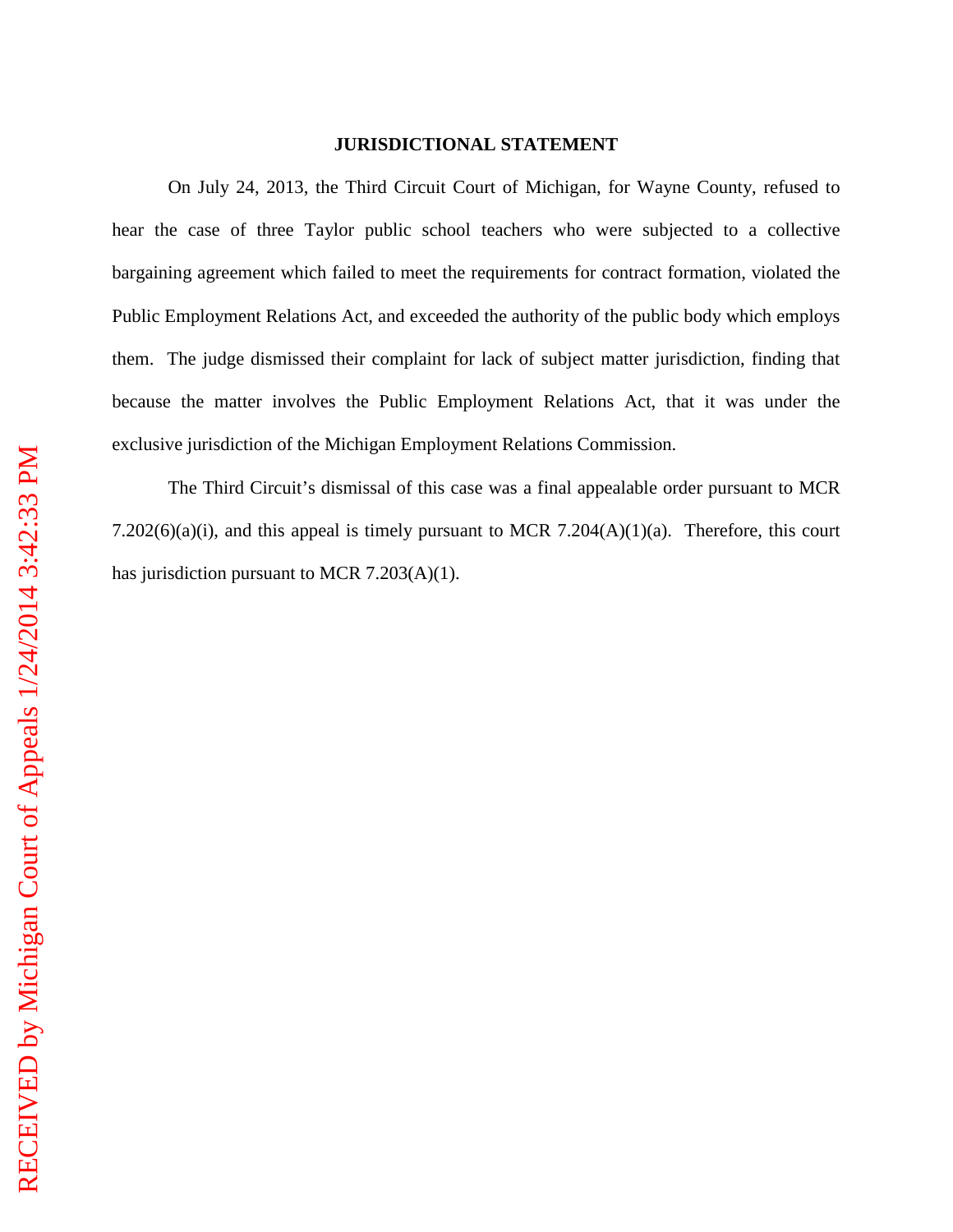## JURISDICTIONAL STATEMENT

On July 24, 2013, the Third Circuit Court of Michigan, for Wayne County, refused to hear the case of three Taylor public school teachers who were subjected to a collective bargaining agreement which failed to meet the requirements for contract formation, violated the Public Employment Relations Act, and exceeded the authority of the public body which employs them. The judge dismissed their complaint for lack of subject matter jurisdiction, finding that because the matter involves the Public Employment Relations Act, that it was under the exclusive jurisdiction of the Michigan Employment Relations Commission.

The Third Circuit's dismissal of this case was a final appealable order pursuant to MCR 7.202(6)(a)(i), and this appeal is timely pursuant to MCR 7.204(A)(1)(a). Therefore, this court has jurisdiction pursuant to MCR 7.203(A)(1).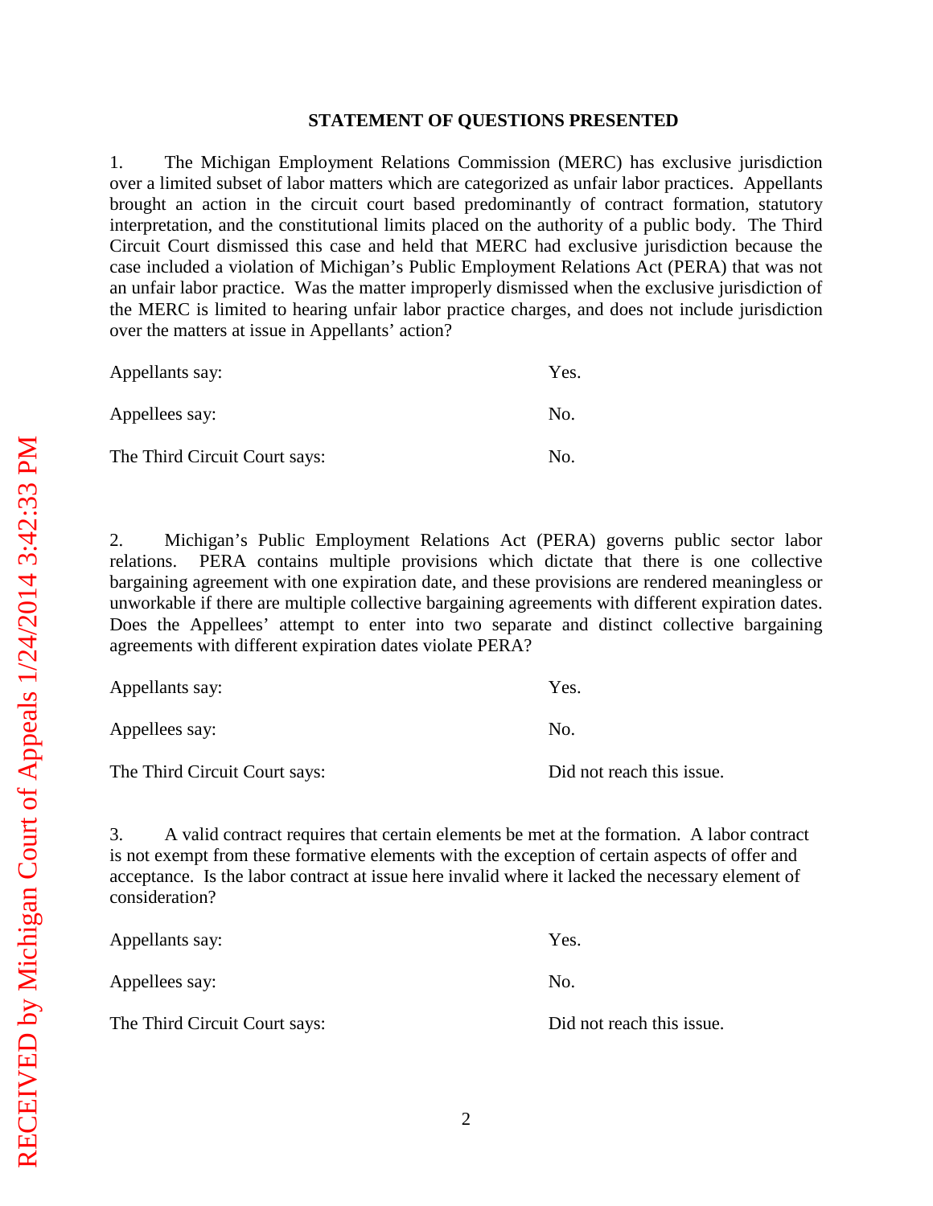## STATEMENT OF QUESTIONS PRESENTED

1. The Michigan Employment Relations Commission (MERC) has exclusive jurisdiction over a limited subset of labor matters which are categorized as unfair labor practices. Appellants brought an action in the circuit court based predominantly of contract formation, statutory interpretation, and the constitutional limits placed on the authority of a public body. The Third Circuit Court dismissed this case and held that MERC had exclusive jurisdiction because the case included a violation of Michigan's Public Employment Relations Act (PERA) that was not an unfair labor practice. Was the matter improperly dismissed when the exclusive jurisdiction of the MERC is limited to hearing unfair labor practice charges, and does not include jurisdiction over the matters at issue in Appellants' action?

| | |
|---|---|
| Appellants say: | Yes. |
| Appellees say: | No. |
| The Third Circuit Court says: | No. |

2. Michigan's Public Employment Relations Act (PERA) governs public sector labor relations. PERA contains multiple provisions which dictate that there is one collective bargaining agreement with one expiration date, and these provisions are rendered meaningless or unworkable if there are multiple collective bargaining agreements with different expiration dates. Does the Appellees' attempt to enter into two separate and distinct collective bargaining agreements with different expiration dates violate PERA?

| | |
|---|---|
| Appellants say: | Yes. |
| Appellees say: | No. |
| The Third Circuit Court says: | Did not reach this issue. |

3. A valid contract requires that certain elements be met at the formation. A labor contract is not exempt from these formative elements with the exception of certain aspects of offer and acceptance. Is the labor contract at issue here invalid where it lacked the necessary element of consideration?

| | |
|---|---|
| Appellants say: | Yes. |
| Appellees say: | No. |
| The Third Circuit Court says: | Did not reach this issue. |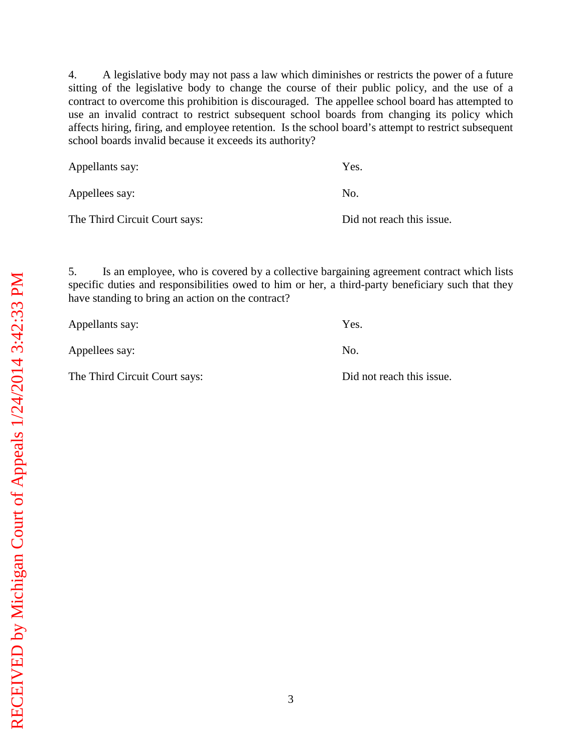4. A legislative body may not pass a law which diminishes or restricts the power of a future sitting of the legislative body to change the course of their public policy, and the use of a contract to overcome this prohibition is discouraged. The appellee school board has attempted to use an invalid contract to restrict subsequent school boards from changing its policy which affects hiring, firing, and employee retention. Is the school board's attempt to restrict subsequent school boards invalid because it exceeds its authority?

| | |
|---|---|
| Appellants say: | Yes. |
| Appellees say: | No. |
| The Third Circuit Court says: | Did not reach this issue. |

5. Is an employee, who is covered by a collective bargaining agreement contract which lists specific duties and responsibilities owed to him or her, a third-party beneficiary such that they have standing to bring an action on the contract?

| | |
|---|---|
| Appellants say: | Yes. |
| Appellees say: | No. |
| The Third Circuit Court says: | Did not reach this issue. |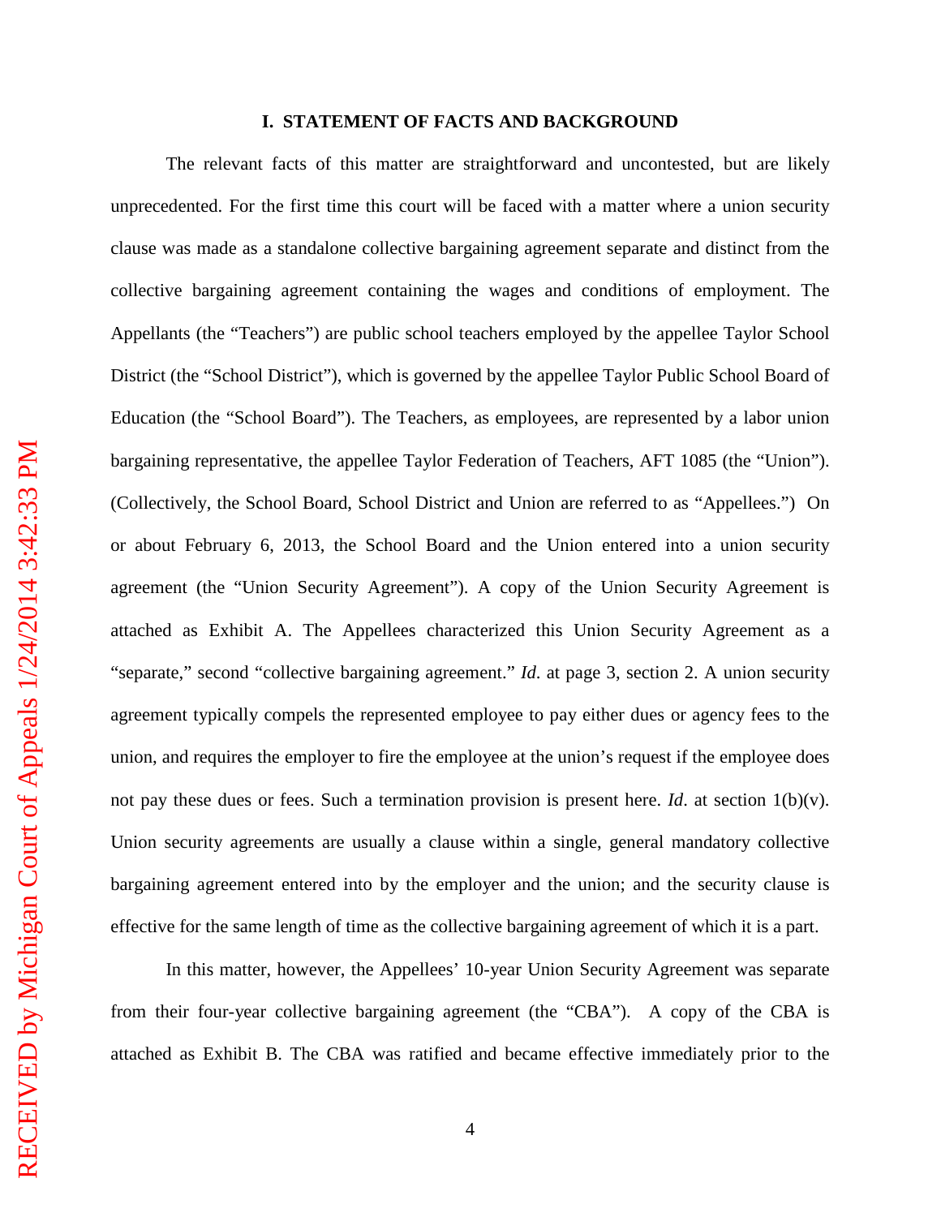## I. STATEMENT OF FACTS AND BACKGROUND

The relevant facts of this matter are straightforward and uncontested, but are likely unprecedented. For the first time this court will be faced with a matter where a union security clause was made as a standalone collective bargaining agreement separate and distinct from the collective bargaining agreement containing the wages and conditions of employment. The Appellants (the "Teachers") are public school teachers employed by the appellee Taylor School District (the "School District"), which is governed by the appellee Taylor Public School Board of Education (the "School Board"). The Teachers, as employees, are represented by a labor union bargaining representative, the appellee Taylor Federation of Teachers, AFT 1085 (the "Union"). (Collectively, the School Board, School District and Union are referred to as "Appellees.") On or about February 6, 2013, the School Board and the Union entered into a union security agreement (the "Union Security Agreement"). A copy of the Union Security Agreement is attached as Exhibit A. The Appellees characterized this Union Security Agreement as a "separate," second "collective bargaining agreement." *Id*. at page 3, section 2. A union security agreement typically compels the represented employee to pay either dues or agency fees to the union, and requires the employer to fire the employee at the union's request if the employee does not pay these dues or fees. Such a termination provision is present here. *Id*. at section 1(b)(v). Union security agreements are usually a clause within a single, general mandatory collective bargaining agreement entered into by the employer and the union; and the security clause is effective for the same length of time as the collective bargaining agreement of which it is a part.

In this matter, however, the Appellees' 10-year Union Security Agreement was separate from their four-year collective bargaining agreement (the "CBA"). A copy of the CBA is attached as Exhibit B. The CBA was ratified and became effective immediately prior to the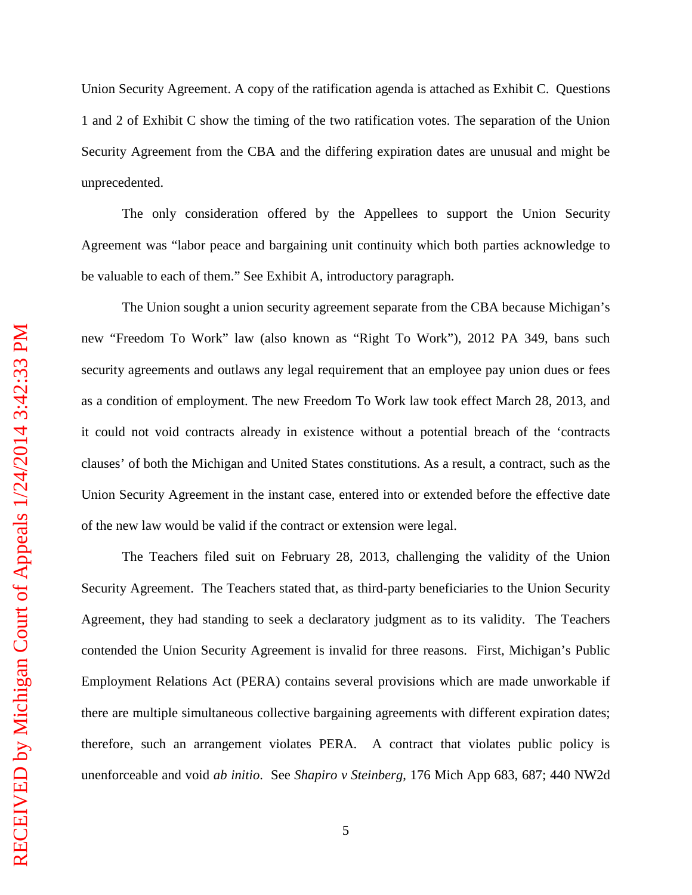Union Security Agreement. A copy of the ratification agenda is attached as Exhibit C. Questions 1 and 2 of Exhibit C show the timing of the two ratification votes. The separation of the Union Security Agreement from the CBA and the differing expiration dates are unusual and might be unprecedented.

The only consideration offered by the Appellees to support the Union Security Agreement was "labor peace and bargaining unit continuity which both parties acknowledge to be valuable to each of them." See Exhibit A, introductory paragraph.

The Union sought a union security agreement separate from the CBA because Michigan's new "Freedom To Work" law (also known as "Right To Work"), 2012 PA 349, bans such security agreements and outlaws any legal requirement that an employee pay union dues or fees as a condition of employment. The new Freedom To Work law took effect March 28, 2013, and it could not void contracts already in existence without a potential breach of the 'contracts clauses' of both the Michigan and United States constitutions. As a result, a contract, such as the Union Security Agreement in the instant case, entered into or extended before the effective date of the new law would be valid if the contract or extension were legal.

The Teachers filed suit on February 28, 2013, challenging the validity of the Union Security Agreement. The Teachers stated that, as third-party beneficiaries to the Union Security Agreement, they had standing to seek a declaratory judgment as to its validity. The Teachers contended the Union Security Agreement is invalid for three reasons. First, Michigan's Public Employment Relations Act (PERA) contains several provisions which are made unworkable if there are multiple simultaneous collective bargaining agreements with different expiration dates; therefore, such an arrangement violates PERA. A contract that violates public policy is unenforceable and void *ab initio*. See *Shapiro v Steinberg*, 176 Mich App 683, 687; 440 NW2d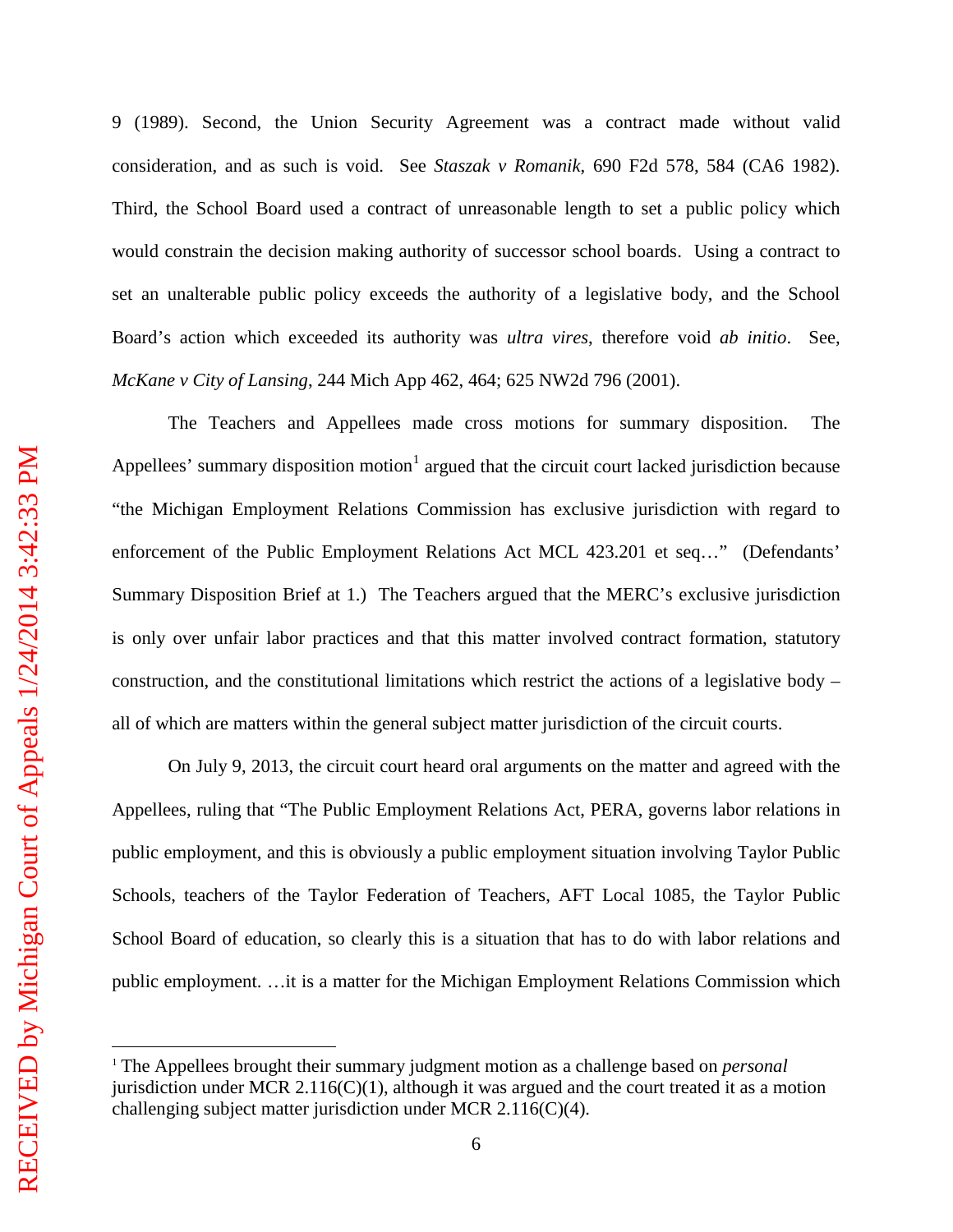9 (1989). Second, the Union Security Agreement was a contract made without valid consideration, and as such is void. See *Staszak v Romanik*, 690 F2d 578, 584 (CA6 1982). Third, the School Board used a contract of unreasonable length to set a public policy which would constrain the decision making authority of successor school boards. Using a contract to set an unalterable public policy exceeds the authority of a legislative body, and the School Board's action which exceeded its authority was *ultra vires*, therefore void *ab initio*. See, *McKane v City of Lansing*, 244 Mich App 462, 464; 625 NW2d 796 (2001).

The Teachers and Appellees made cross motions for summary disposition. The Appellees' summary disposition motion[1] argued that the circuit court lacked jurisdiction because "the Michigan Employment Relations Commission has exclusive jurisdiction with regard to enforcement of the Public Employment Relations Act MCL 423.201 et seq…" (Defendants' Summary Disposition Brief at 1.) The Teachers argued that the MERC's exclusive jurisdiction is only over unfair labor practices and that this matter involved contract formation, statutory construction, and the constitutional limitations which restrict the actions of a legislative body – all of which are matters within the general subject matter jurisdiction of the circuit courts.

On July 9, 2013, the circuit court heard oral arguments on the matter and agreed with the Appellees, ruling that "The Public Employment Relations Act, PERA, governs labor relations in public employment, and this is obviously a public employment situation involving Taylor Public Schools, teachers of the Taylor Federation of Teachers, AFT Local 1085, the Taylor Public School Board of education, so clearly this is a situation that has to do with labor relations and public employment. …it is a matter for the Michigan Employment Relations Commission which

[1] The Appellees brought their summary judgment motion as a challenge based on *personal* jurisdiction under MCR 2.116(C)(1), although it was argued and the court treated it as a motion challenging subject matter jurisdiction under MCR 2.116(C)(4).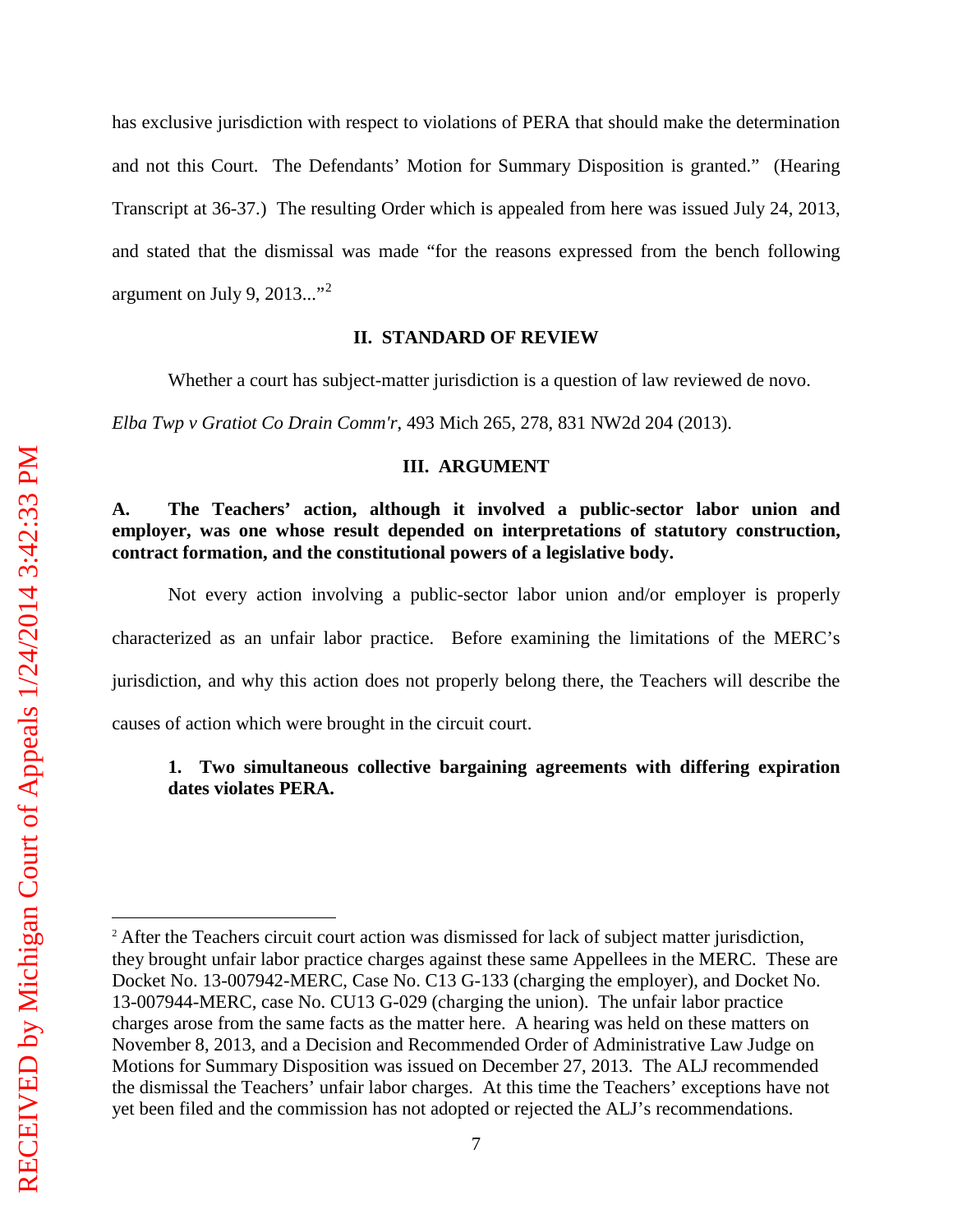has exclusive jurisdiction with respect to violations of PERA that should make the determination and not this Court. The Defendants' Motion for Summary Disposition is granted." (Hearing Transcript at 36-37.) The resulting Order which is appealed from here was issued July 24, 2013, and stated that the dismissal was made "for the reasons expressed from the bench following argument on July 9, 2013..."[2]

## II. STANDARD OF REVIEW

Whether a court has subject-matter jurisdiction is a question of law reviewed de novo. *Elba Twp v Gratiot Co Drain Comm'r*, 493 Mich 265, 278, 831 NW2d 204 (2013).

## III. ARGUMENT

### A. The Teachers' action, although it involved a public-sector labor union and employer, was one whose result depended on interpretations of statutory construction, contract formation, and the constitutional powers of a legislative body.

Not every action involving a public-sector labor union and/or employer is properly characterized as an unfair labor practice. Before examining the limitations of the MERC's jurisdiction, and why this action does not properly belong there, the Teachers will describe the causes of action which were brought in the circuit court.

#### 1. Two simultaneous collective bargaining agreements with differing expiration dates violates PERA.

[2] After the Teachers circuit court action was dismissed for lack of subject matter jurisdiction, they brought unfair labor practice charges against these same Appellees in the MERC. These are Docket No. 13-007942-MERC, Case No. C13 G-133 (charging the employer), and Docket No. 13-007944-MERC, case No. CU13 G-029 (charging the union). The unfair labor practice charges arose from the same facts as the matter here. A hearing was held on these matters on November 8, 2013, and a Decision and Recommended Order of Administrative Law Judge on Motions for Summary Disposition was issued on December 27, 2013. The ALJ recommended the dismissal the Teachers' unfair labor charges. At this time the Teachers' exceptions have not yet been filed and the commission has not adopted or rejected the ALJ's recommendations.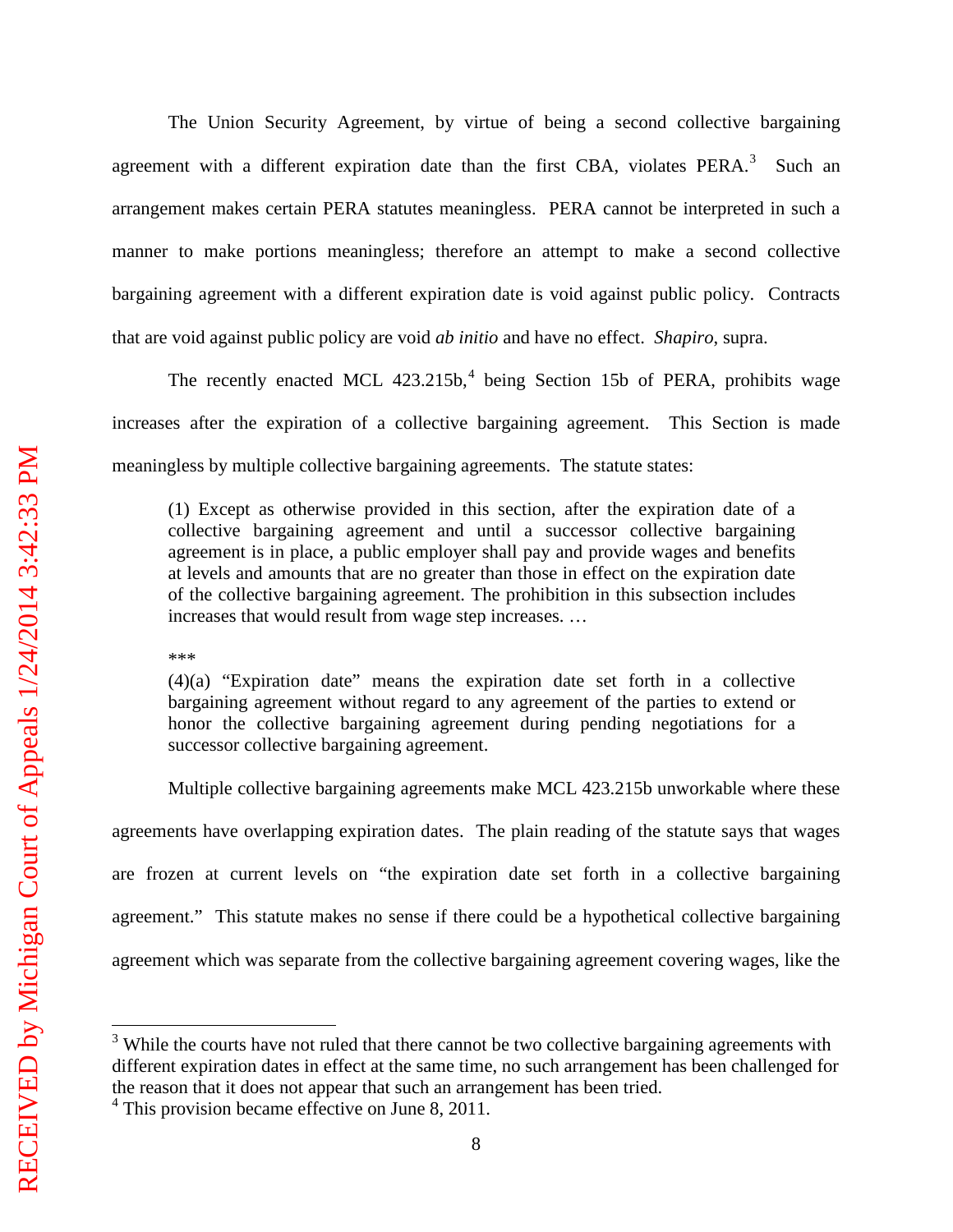The Union Security Agreement, by virtue of being a second collective bargaining agreement with a different expiration date than the first CBA, violates PERA.[3] Such an arrangement makes certain PERA statutes meaningless. PERA cannot be interpreted in such a manner to make portions meaningless; therefore an attempt to make a second collective bargaining agreement with a different expiration date is void against public policy. Contracts that are void against public policy are void *ab initio* and have no effect. *Shapiro*, supra.

The recently enacted MCL 423.215b,[4] being Section 15b of PERA, prohibits wage increases after the expiration of a collective bargaining agreement. This Section is made meaningless by multiple collective bargaining agreements. The statute states:

> (1) Except as otherwise provided in this section, after the expiration date of a collective bargaining agreement and until a successor collective bargaining agreement is in place, a public employer shall pay and provide wages and benefits at levels and amounts that are no greater than those in effect on the expiration date of the collective bargaining agreement. The prohibition in this subsection includes increases that would result from wage step increases. …
>
> ***
>
> (4)(a) "Expiration date" means the expiration date set forth in a collective bargaining agreement without regard to any agreement of the parties to extend or honor the collective bargaining agreement during pending negotiations for a successor collective bargaining agreement.

Multiple collective bargaining agreements make MCL 423.215b unworkable where these agreements have overlapping expiration dates. The plain reading of the statute says that wages are frozen at current levels on "the expiration date set forth in a collective bargaining agreement." This statute makes no sense if there could be a hypothetical collective bargaining agreement which was separate from the collective bargaining agreement covering wages, like the

---

[3] While the courts have not ruled that there cannot be two collective bargaining agreements with different expiration dates in effect at the same time, no such arrangement has been challenged for the reason that it does not appear that such an arrangement has been tried.

[4] This provision became effective on June 8, 2011.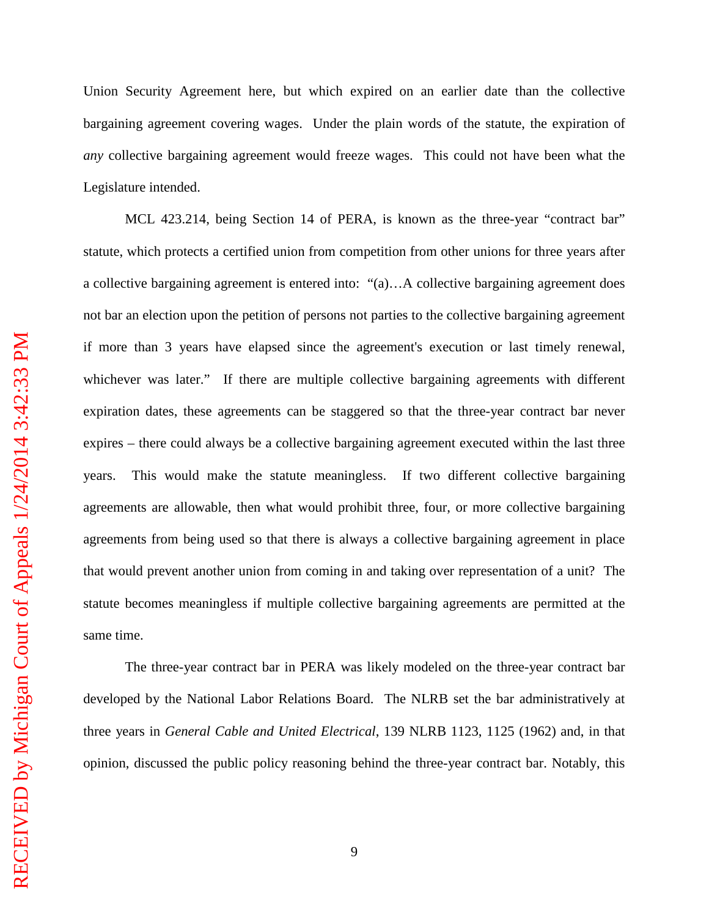Union Security Agreement here, but which expired on an earlier date than the collective bargaining agreement covering wages. Under the plain words of the statute, the expiration of *any* collective bargaining agreement would freeze wages. This could not have been what the Legislature intended.

MCL 423.214, being Section 14 of PERA, is known as the three-year "contract bar" statute, which protects a certified union from competition from other unions for three years after a collective bargaining agreement is entered into: "(a)…A collective bargaining agreement does not bar an election upon the petition of persons not parties to the collective bargaining agreement if more than 3 years have elapsed since the agreement's execution or last timely renewal, whichever was later." If there are multiple collective bargaining agreements with different expiration dates, these agreements can be staggered so that the three-year contract bar never expires – there could always be a collective bargaining agreement executed within the last three years. This would make the statute meaningless. If two different collective bargaining agreements are allowable, then what would prohibit three, four, or more collective bargaining agreements from being used so that there is always a collective bargaining agreement in place that would prevent another union from coming in and taking over representation of a unit? The statute becomes meaningless if multiple collective bargaining agreements are permitted at the same time.

The three-year contract bar in PERA was likely modeled on the three-year contract bar developed by the National Labor Relations Board. The NLRB set the bar administratively at three years in *General Cable and United Electrical*, 139 NLRB 1123, 1125 (1962) and, in that opinion, discussed the public policy reasoning behind the three-year contract bar. Notably, this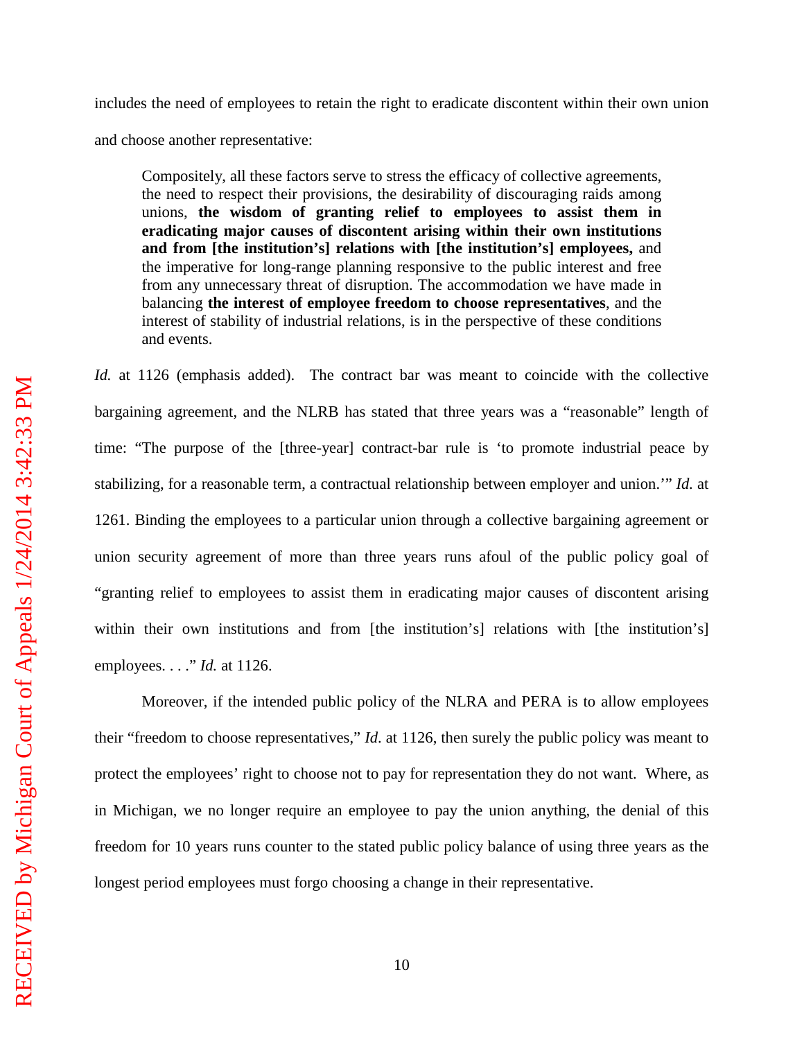includes the need of employees to retain the right to eradicate discontent within their own union and choose another representative:

> Compositely, all these factors serve to stress the efficacy of collective agreements, the need to respect their provisions, the desirability of discouraging raids among unions, **the wisdom of granting relief to employees to assist them in eradicating major causes of discontent arising within their own institutions and from [the institution's] relations with [the institution's] employees,** and the imperative for long-range planning responsive to the public interest and free from any unnecessary threat of disruption. The accommodation we have made in balancing **the interest of employee freedom to choose representatives**, and the interest of stability of industrial relations, is in the perspective of these conditions and events.

*Id.* at 1126 (emphasis added). The contract bar was meant to coincide with the collective bargaining agreement, and the NLRB has stated that three years was a "reasonable" length of time: "The purpose of the [three-year] contract-bar rule is 'to promote industrial peace by stabilizing, for a reasonable term, a contractual relationship between employer and union.'" *Id.* at 1261. Binding the employees to a particular union through a collective bargaining agreement or union security agreement of more than three years runs afoul of the public policy goal of "granting relief to employees to assist them in eradicating major causes of discontent arising within their own institutions and from [the institution's] relations with [the institution's] employees. . . ." *Id.* at 1126.

Moreover, if the intended public policy of the NLRA and PERA is to allow employees their "freedom to choose representatives," *Id.* at 1126, then surely the public policy was meant to protect the employees' right to choose not to pay for representation they do not want. Where, as in Michigan, we no longer require an employee to pay the union anything, the denial of this freedom for 10 years runs counter to the stated public policy balance of using three years as the longest period employees must forgo choosing a change in their representative.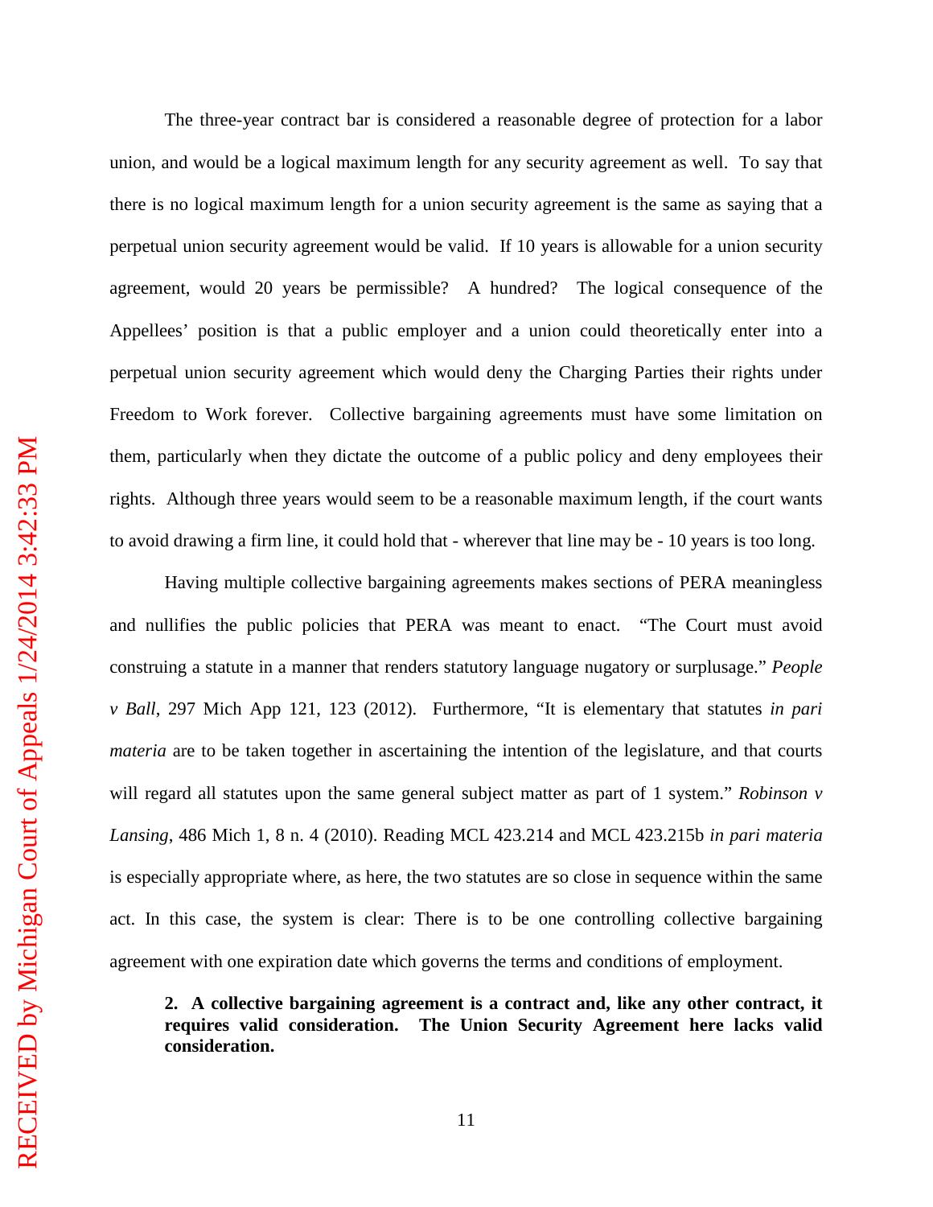The three-year contract bar is considered a reasonable degree of protection for a labor union, and would be a logical maximum length for any security agreement as well. To say that there is no logical maximum length for a union security agreement is the same as saying that a perpetual union security agreement would be valid. If 10 years is allowable for a union security agreement, would 20 years be permissible? A hundred? The logical consequence of the Appellees' position is that a public employer and a union could theoretically enter into a perpetual union security agreement which would deny the Charging Parties their rights under Freedom to Work forever. Collective bargaining agreements must have some limitation on them, particularly when they dictate the outcome of a public policy and deny employees their rights. Although three years would seem to be a reasonable maximum length, if the court wants to avoid drawing a firm line, it could hold that - wherever that line may be - 10 years is too long.

Having multiple collective bargaining agreements makes sections of PERA meaningless and nullifies the public policies that PERA was meant to enact. "The Court must avoid construing a statute in a manner that renders statutory language nugatory or surplusage." *People v Ball*, 297 Mich App 121, 123 (2012). Furthermore, "It is elementary that statutes *in pari materia* are to be taken together in ascertaining the intention of the legislature, and that courts will regard all statutes upon the same general subject matter as part of 1 system." *Robinson v Lansing*, 486 Mich 1, 8 n. 4 (2010). Reading MCL 423.214 and MCL 423.215b *in pari materia* is especially appropriate where, as here, the two statutes are so close in sequence within the same act. In this case, the system is clear: There is to be one controlling collective bargaining agreement with one expiration date which governs the terms and conditions of employment.

**2. A collective bargaining agreement is a contract and, like any other contract, it requires valid consideration. The Union Security Agreement here lacks valid consideration.**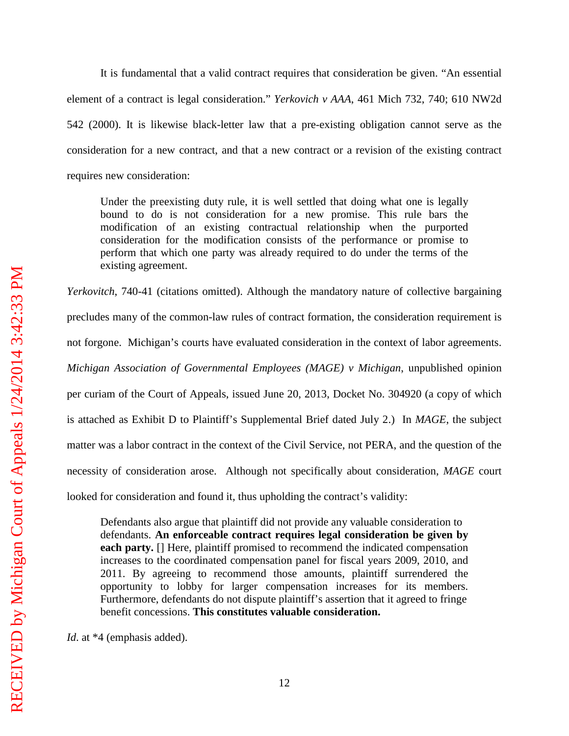It is fundamental that a valid contract requires that consideration be given. "An essential element of a contract is legal consideration." *Yerkovich v AAA*, 461 Mich 732, 740; 610 NW2d 542 (2000). It is likewise black-letter law that a pre-existing obligation cannot serve as the consideration for a new contract, and that a new contract or a revision of the existing contract requires new consideration:

> Under the preexisting duty rule, it is well settled that doing what one is legally bound to do is not consideration for a new promise. This rule bars the modification of an existing contractual relationship when the purported consideration for the modification consists of the performance or promise to perform that which one party was already required to do under the terms of the existing agreement.

*Yerkovitch*, 740-41 (citations omitted). Although the mandatory nature of collective bargaining precludes many of the common-law rules of contract formation, the consideration requirement is not forgone. Michigan's courts have evaluated consideration in the context of labor agreements. *Michigan Association of Governmental Employees (MAGE) v Michigan*, unpublished opinion per curiam of the Court of Appeals, issued June 20, 2013, Docket No. 304920 (a copy of which is attached as Exhibit D to Plaintiff's Supplemental Brief dated July 2.) In *MAGE*, the subject matter was a labor contract in the context of the Civil Service, not PERA, and the question of the necessity of consideration arose. Although not specifically about consideration, *MAGE* court looked for consideration and found it, thus upholding the contract's validity:

> Defendants also argue that plaintiff did not provide any valuable consideration to defendants. **An enforceable contract requires legal consideration be given by each party.** [] Here, plaintiff promised to recommend the indicated compensation increases to the coordinated compensation panel for fiscal years 2009, 2010, and 2011. By agreeing to recommend those amounts, plaintiff surrendered the opportunity to lobby for larger compensation increases for its members. Furthermore, defendants do not dispute plaintiff's assertion that it agreed to fringe benefit concessions. **This constitutes valuable consideration.**

*Id*. at *4 (emphasis added).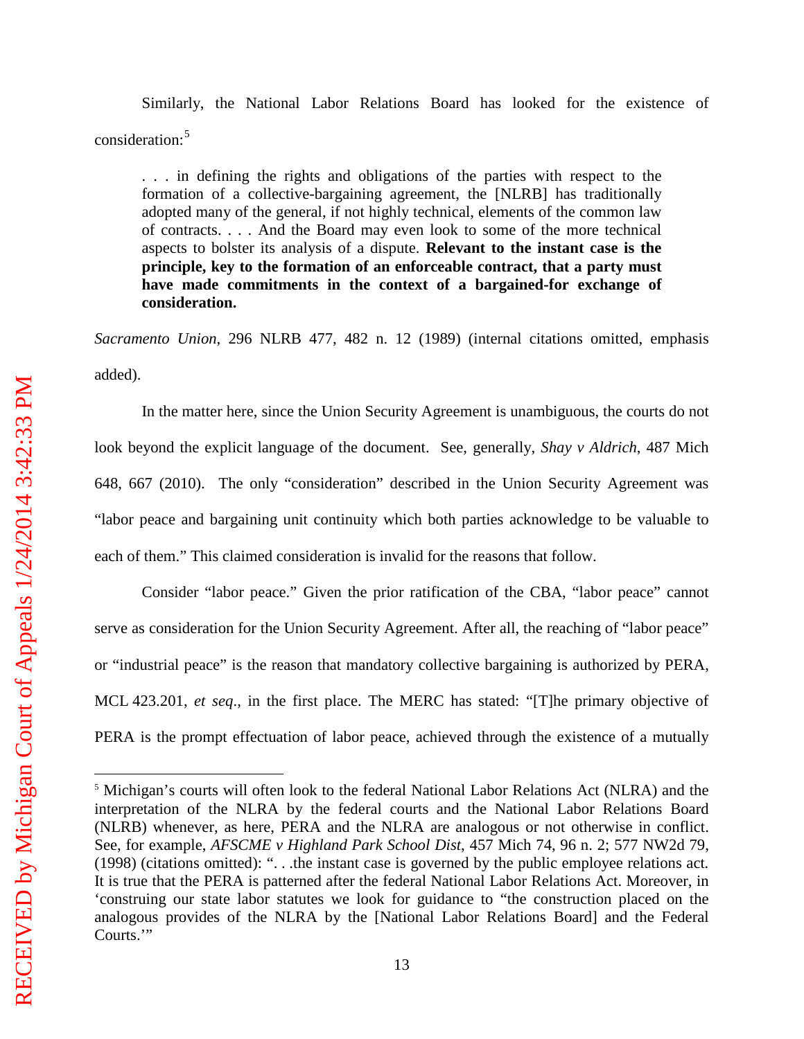Similarly, the National Labor Relations Board has looked for the existence of consideration:[5]

> . . . in defining the rights and obligations of the parties with respect to the formation of a collective-bargaining agreement, the [NLRB] has traditionally adopted many of the general, if not highly technical, elements of the common law of contracts. . . . And the Board may even look to some of the more technical aspects to bolster its analysis of a dispute. **Relevant to the instant case is the principle, key to the formation of an enforceable contract, that a party must have made commitments in the context of a bargained-for exchange of consideration.**

*Sacramento Union*, 296 NLRB 477, 482 n. 12 (1989) (internal citations omitted, emphasis added).

In the matter here, since the Union Security Agreement is unambiguous, the courts do not look beyond the explicit language of the document. See, generally, *Shay v Aldrich*, 487 Mich 648, 667 (2010). The only "consideration" described in the Union Security Agreement was "labor peace and bargaining unit continuity which both parties acknowledge to be valuable to each of them." This claimed consideration is invalid for the reasons that follow.

Consider "labor peace." Given the prior ratification of the CBA, "labor peace" cannot serve as consideration for the Union Security Agreement. After all, the reaching of "labor peace" or "industrial peace" is the reason that mandatory collective bargaining is authorized by PERA, MCL 423.201, *et seq*., in the first place. The MERC has stated: "[T]he primary objective of PERA is the prompt effectuation of labor peace, achieved through the existence of a mutually

---

[5] Michigan's courts will often look to the federal National Labor Relations Act (NLRA) and the interpretation of the NLRA by the federal courts and the National Labor Relations Board (NLRB) whenever, as here, PERA and the NLRA are analogous or not otherwise in conflict. See, for example, *AFSCME v Highland Park School Dist*, 457 Mich 74, 96 n. 2; 577 NW2d 79, (1998) (citations omitted): ". . .the instant case is governed by the public employee relations act. It is true that the PERA is patterned after the federal National Labor Relations Act. Moreover, in 'construing our state labor statutes we look for guidance to "the construction placed on the analogous provides of the NLRA by the [National Labor Relations Board] and the Federal Courts.'"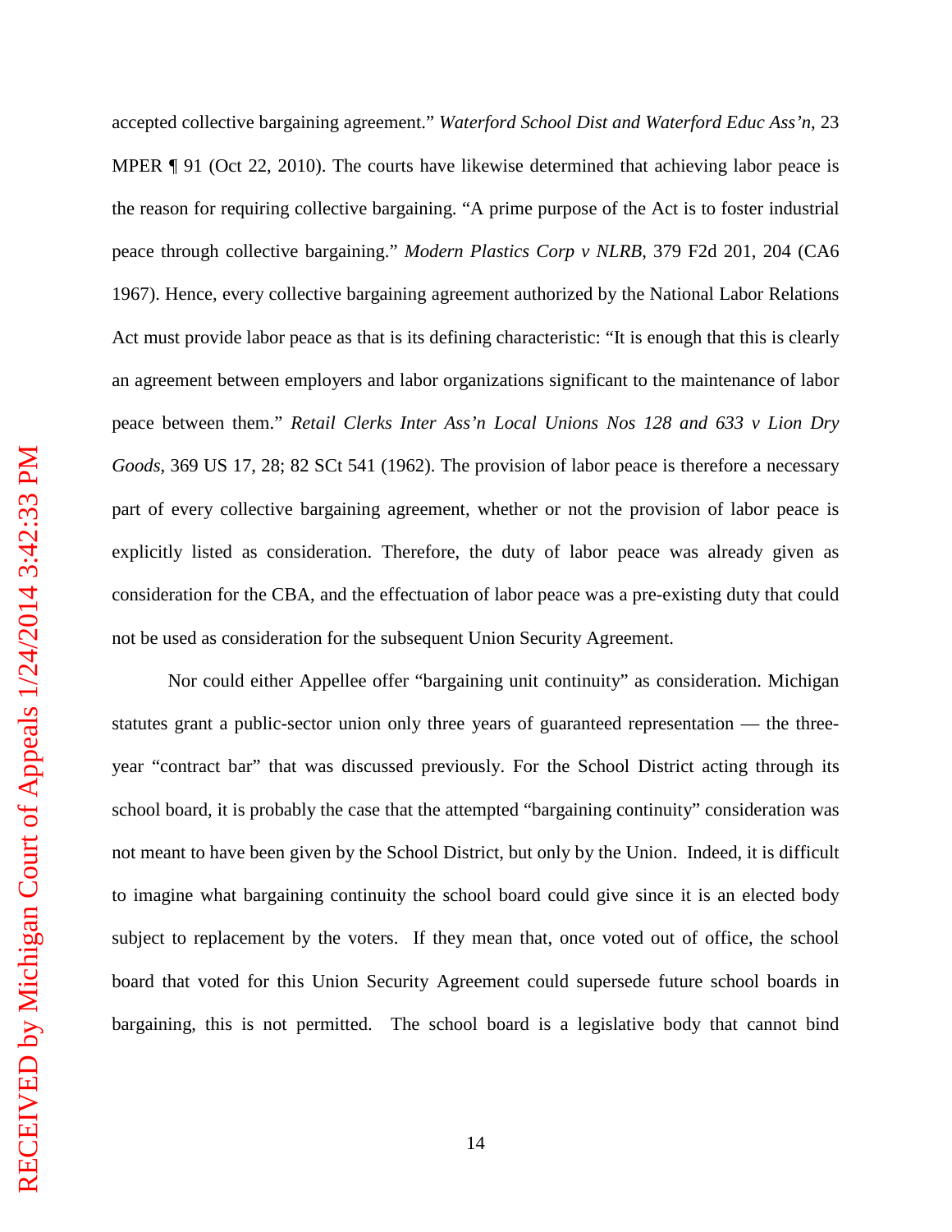accepted collective bargaining agreement." *Waterford School Dist and Waterford Educ Ass'n*, 23 MPER ¶ 91 (Oct 22, 2010). The courts have likewise determined that achieving labor peace is the reason for requiring collective bargaining. "A prime purpose of the Act is to foster industrial peace through collective bargaining." *Modern Plastics Corp v NLRB*, 379 F2d 201, 204 (CA6 1967). Hence, every collective bargaining agreement authorized by the National Labor Relations Act must provide labor peace as that is its defining characteristic: "It is enough that this is clearly an agreement between employers and labor organizations significant to the maintenance of labor peace between them." *Retail Clerks Inter Ass'n Local Unions Nos 128 and 633 v Lion Dry Goods*, 369 US 17, 28; 82 SCt 541 (1962). The provision of labor peace is therefore a necessary part of every collective bargaining agreement, whether or not the provision of labor peace is explicitly listed as consideration. Therefore, the duty of labor peace was already given as consideration for the CBA, and the effectuation of labor peace was a pre-existing duty that could not be used as consideration for the subsequent Union Security Agreement.

Nor could either Appellee offer "bargaining unit continuity" as consideration. Michigan statutes grant a public-sector union only three years of guaranteed representation — the three-year "contract bar" that was discussed previously. For the School District acting through its school board, it is probably the case that the attempted "bargaining continuity" consideration was not meant to have been given by the School District, but only by the Union. Indeed, it is difficult to imagine what bargaining continuity the school board could give since it is an elected body subject to replacement by the voters. If they mean that, once voted out of office, the school board that voted for this Union Security Agreement could supersede future school boards in bargaining, this is not permitted. The school board is a legislative body that cannot bind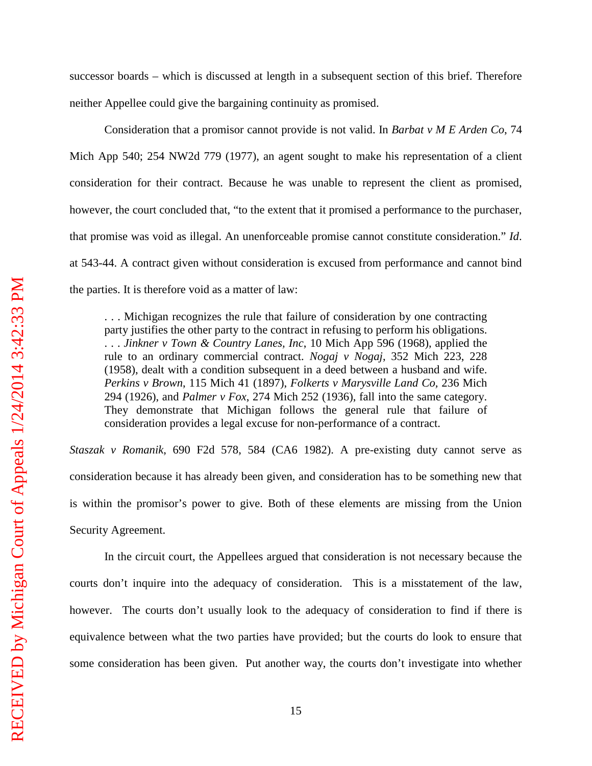successor boards – which is discussed at length in a subsequent section of this brief. Therefore neither Appellee could give the bargaining continuity as promised.

Consideration that a promisor cannot provide is not valid. In *Barbat v M E Arden Co*, 74 Mich App 540; 254 NW2d 779 (1977), an agent sought to make his representation of a client consideration for their contract. Because he was unable to represent the client as promised, however, the court concluded that, "to the extent that it promised a performance to the purchaser, that promise was void as illegal. An unenforceable promise cannot constitute consideration." *Id*. at 543-44. A contract given without consideration is excused from performance and cannot bind the parties. It is therefore void as a matter of law:

> . . . Michigan recognizes the rule that failure of consideration by one contracting party justifies the other party to the contract in refusing to perform his obligations. . . . *Jinkner v Town & Country Lanes, Inc*, 10 Mich App 596 (1968), applied the rule to an ordinary commercial contract. *Nogaj v Nogaj*, 352 Mich 223, 228 (1958), dealt with a condition subsequent in a deed between a husband and wife. *Perkins v Brown*, 115 Mich 41 (1897), *Folkerts v Marysville Land Co*, 236 Mich 294 (1926), and *Palmer v Fox*, 274 Mich 252 (1936), fall into the same category. They demonstrate that Michigan follows the general rule that failure of consideration provides a legal excuse for non-performance of a contract.

*Staszak v Romanik*, 690 F2d 578, 584 (CA6 1982). A pre-existing duty cannot serve as consideration because it has already been given, and consideration has to be something new that is within the promisor's power to give. Both of these elements are missing from the Union Security Agreement.

In the circuit court, the Appellees argued that consideration is not necessary because the courts don't inquire into the adequacy of consideration. This is a misstatement of the law, however. The courts don't usually look to the adequacy of consideration to find if there is equivalence between what the two parties have provided; but the courts do look to ensure that some consideration has been given. Put another way, the courts don't investigate into whether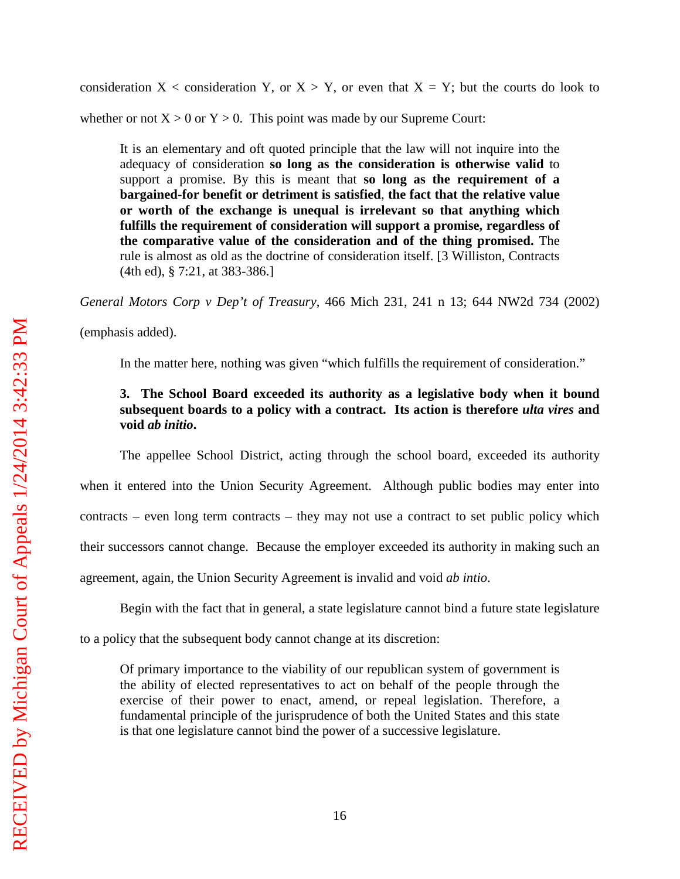consideration X < consideration Y, or X > Y, or even that X = Y; but the courts do look to whether or not X > 0 or Y > 0. This point was made by our Supreme Court:

> It is an elementary and oft quoted principle that the law will not inquire into the adequacy of consideration **so long as the consideration is otherwise valid** to support a promise. By this is meant that **so long as the requirement of a bargained-for benefit or detriment is satisfied**, **the fact that the relative value or worth of the exchange is unequal is irrelevant so that anything which fulfills the requirement of consideration will support a promise, regardless of the comparative value of the consideration and of the thing promised.** The rule is almost as old as the doctrine of consideration itself. [3 Williston, Contracts (4th ed), § 7:21, at 383-386.]

*General Motors Corp v Dep't of Treasury*, 466 Mich 231, 241 n 13; 644 NW2d 734 (2002) (emphasis added).

In the matter here, nothing was given "which fulfills the requirement of consideration."

**3. The School Board exceeded its authority as a legislative body when it bound subsequent boards to a policy with a contract. Its action is therefore *ulta vires* and void *ab initio*.**

The appellee School District, acting through the school board, exceeded its authority when it entered into the Union Security Agreement. Although public bodies may enter into contracts – even long term contracts – they may not use a contract to set public policy which their successors cannot change. Because the employer exceeded its authority in making such an agreement, again, the Union Security Agreement is invalid and void *ab intio*.

Begin with the fact that in general, a state legislature cannot bind a future state legislature to a policy that the subsequent body cannot change at its discretion:

> Of primary importance to the viability of our republican system of government is the ability of elected representatives to act on behalf of the people through the exercise of their power to enact, amend, or repeal legislation. Therefore, a fundamental principle of the jurisprudence of both the United States and this state is that one legislature cannot bind the power of a successive legislature.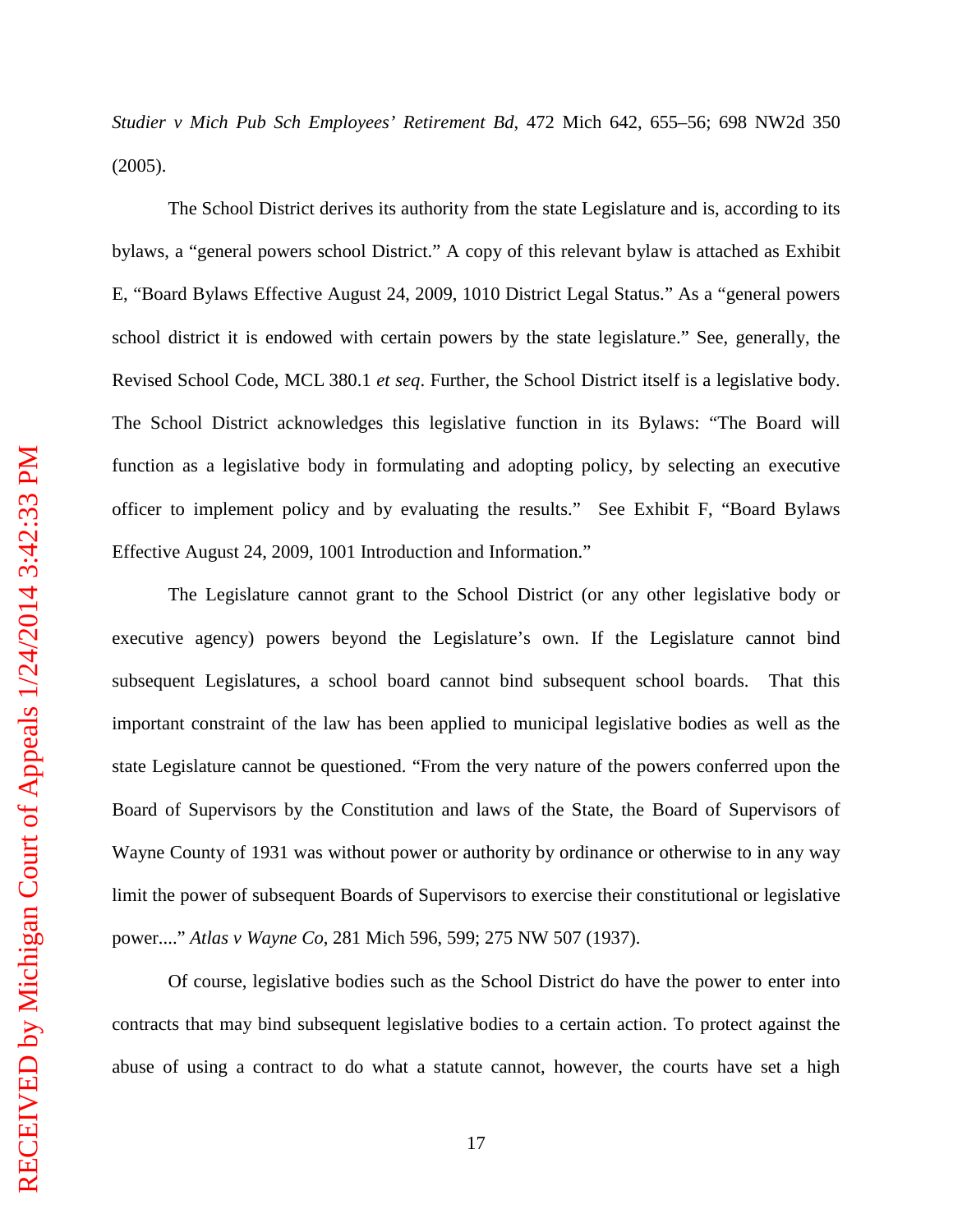*Studier v Mich Pub Sch Employees' Retirement Bd*, 472 Mich 642, 655–56; 698 NW2d 350 (2005).

The School District derives its authority from the state Legislature and is, according to its bylaws, a "general powers school District." A copy of this relevant bylaw is attached as Exhibit E, "Board Bylaws Effective August 24, 2009, 1010 District Legal Status." As a "general powers school district it is endowed with certain powers by the state legislature." See, generally, the Revised School Code, MCL 380.1 *et seq*. Further, the School District itself is a legislative body. The School District acknowledges this legislative function in its Bylaws: "The Board will function as a legislative body in formulating and adopting policy, by selecting an executive officer to implement policy and by evaluating the results." See Exhibit F, "Board Bylaws Effective August 24, 2009, 1001 Introduction and Information."

The Legislature cannot grant to the School District (or any other legislative body or executive agency) powers beyond the Legislature's own. If the Legislature cannot bind subsequent Legislatures, a school board cannot bind subsequent school boards. That this important constraint of the law has been applied to municipal legislative bodies as well as the state Legislature cannot be questioned. "From the very nature of the powers conferred upon the Board of Supervisors by the Constitution and laws of the State, the Board of Supervisors of Wayne County of 1931 was without power or authority by ordinance or otherwise to in any way limit the power of subsequent Boards of Supervisors to exercise their constitutional or legislative power...." *Atlas v Wayne Co*, 281 Mich 596, 599; 275 NW 507 (1937).

Of course, legislative bodies such as the School District do have the power to enter into contracts that may bind subsequent legislative bodies to a certain action. To protect against the abuse of using a contract to do what a statute cannot, however, the courts have set a high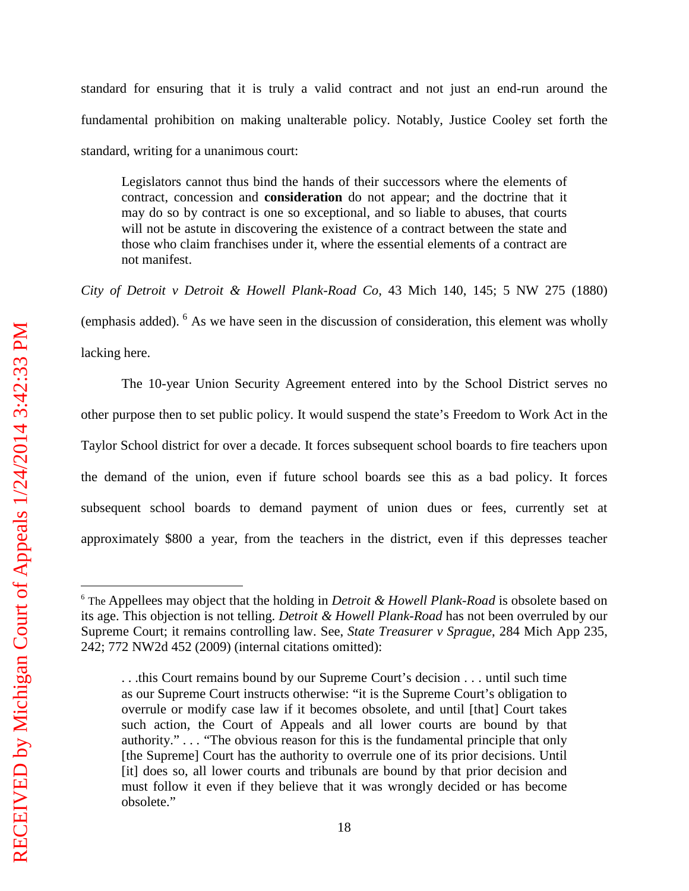standard for ensuring that it is truly a valid contract and not just an end-run around the fundamental prohibition on making unalterable policy. Notably, Justice Cooley set forth the standard, writing for a unanimous court:

> Legislators cannot thus bind the hands of their successors where the elements of contract, concession and **consideration** do not appear; and the doctrine that it may do so by contract is one so exceptional, and so liable to abuses, that courts will not be astute in discovering the existence of a contract between the state and those who claim franchises under it, where the essential elements of a contract are not manifest.

*City of Detroit v Detroit & Howell Plank-Road Co*, 43 Mich 140, 145; 5 NW 275 (1880) (emphasis added). [6] As we have seen in the discussion of consideration, this element was wholly lacking here.

The 10-year Union Security Agreement entered into by the School District serves no other purpose then to set public policy. It would suspend the state's Freedom to Work Act in the Taylor School district for over a decade. It forces subsequent school boards to fire teachers upon the demand of the union, even if future school boards see this as a bad policy. It forces subsequent school boards to demand payment of union dues or fees, currently set at approximately $800 a year, from the teachers in the district, even if this depresses teacher

---

[6] The Appellees may object that the holding in *Detroit & Howell Plank-Road* is obsolete based on its age. This objection is not telling. *Detroit & Howell Plank-Road* has not been overruled by our Supreme Court; it remains controlling law. See, *State Treasurer v Sprague*, 284 Mich App 235, 242; 772 NW2d 452 (2009) (internal citations omitted):

> . . .this Court remains bound by our Supreme Court's decision . . . until such time as our Supreme Court instructs otherwise: "it is the Supreme Court's obligation to overrule or modify case law if it becomes obsolete, and until [that] Court takes such action, the Court of Appeals and all lower courts are bound by that authority." . . . "The obvious reason for this is the fundamental principle that only [the Supreme] Court has the authority to overrule one of its prior decisions. Until [it] does so, all lower courts and tribunals are bound by that prior decision and must follow it even if they believe that it was wrongly decided or has become obsolete."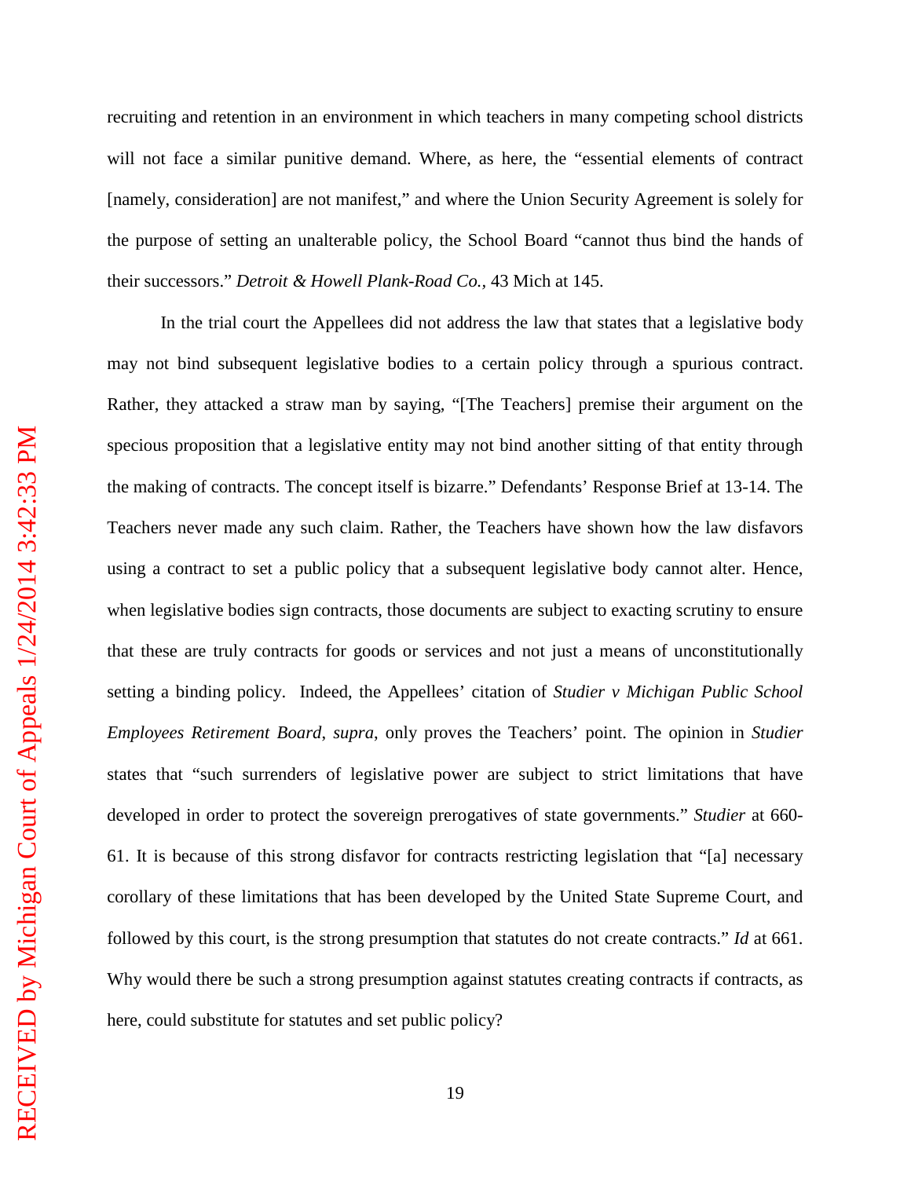recruiting and retention in an environment in which teachers in many competing school districts will not face a similar punitive demand. Where, as here, the "essential elements of contract [namely, consideration] are not manifest," and where the Union Security Agreement is solely for the purpose of setting an unalterable policy, the School Board "cannot thus bind the hands of their successors." *Detroit & Howell Plank-Road Co.*, 43 Mich at 145.

In the trial court the Appellees did not address the law that states that a legislative body may not bind subsequent legislative bodies to a certain policy through a spurious contract. Rather, they attacked a straw man by saying, "[The Teachers] premise their argument on the specious proposition that a legislative entity may not bind another sitting of that entity through the making of contracts. The concept itself is bizarre." Defendants' Response Brief at 13-14. The Teachers never made any such claim. Rather, the Teachers have shown how the law disfavors using a contract to set a public policy that a subsequent legislative body cannot alter. Hence, when legislative bodies sign contracts, those documents are subject to exacting scrutiny to ensure that these are truly contracts for goods or services and not just a means of unconstitutionally setting a binding policy. Indeed, the Appellees' citation of *Studier v Michigan Public School Employees Retirement Board*, *supra*, only proves the Teachers' point. The opinion in *Studier* states that "such surrenders of legislative power are subject to strict limitations that have developed in order to protect the sovereign prerogatives of state governments." *Studier* at 660-61. It is because of this strong disfavor for contracts restricting legislation that "[a] necessary corollary of these limitations that has been developed by the United State Supreme Court, and followed by this court, is the strong presumption that statutes do not create contracts." *Id* at 661. Why would there be such a strong presumption against statutes creating contracts if contracts, as here, could substitute for statutes and set public policy?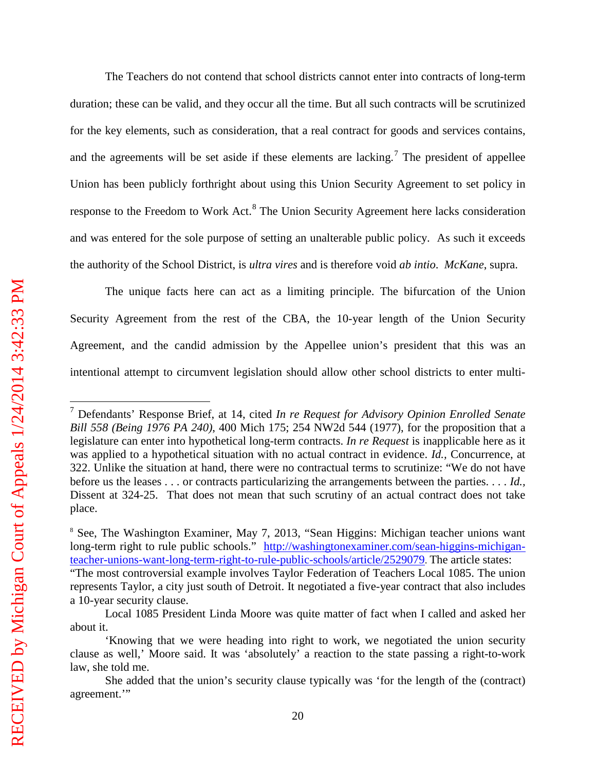The Teachers do not contend that school districts cannot enter into contracts of long-term duration; these can be valid, and they occur all the time. But all such contracts will be scrutinized for the key elements, such as consideration, that a real contract for goods and services contains, and the agreements will be set aside if these elements are lacking.[7] The president of appellee Union has been publicly forthright about using this Union Security Agreement to set policy in response to the Freedom to Work Act.[8] The Union Security Agreement here lacks consideration and was entered for the sole purpose of setting an unalterable public policy. As such it exceeds the authority of the School District, is *ultra vires* and is therefore void *ab intio*. *McKane*, supra.

The unique facts here can act as a limiting principle. The bifurcation of the Union Security Agreement from the rest of the CBA, the 10-year length of the Union Security Agreement, and the candid admission by the Appellee union's president that this was an intentional attempt to circumvent legislation should allow other school districts to enter multi-

---

[7] Defendants' Response Brief, at 14, cited *In re Request for Advisory Opinion Enrolled Senate Bill 558 (Being 1976 PA 240)*, 400 Mich 175; 254 NW2d 544 (1977), for the proposition that a legislature can enter into hypothetical long-term contracts. *In re Request* is inapplicable here as it was applied to a hypothetical situation with no actual contract in evidence. *Id.*, Concurrence, at 322. Unlike the situation at hand, there were no contractual terms to scrutinize: "We do not have before us the leases . . . or contracts particularizing the arrangements between the parties. . . . *Id.*, Dissent at 324-25. That does not mean that such scrutiny of an actual contract does not take place.

[8] See, The Washington Examiner, May 7, 2013, "Sean Higgins: Michigan teacher unions want long-term right to rule public schools." http://washingtonexaminer.com/sean-higgins-michigan-teacher-unions-want-long-term-right-to-rule-public-schools/article/2529079. The article states:
"The most controversial example involves Taylor Federation of Teachers Local 1085. The union represents Taylor, a city just south of Detroit. It negotiated a five-year contract that also includes a 10-year security clause.

Local 1085 President Linda Moore was quite matter of fact when I called and asked her about it.

'Knowing that we were heading into right to work, we negotiated the union security clause as well,' Moore said. It was 'absolutely' a reaction to the state passing a right-to-work law, she told me.

She added that the union's security clause typically was 'for the length of the (contract) agreement.'"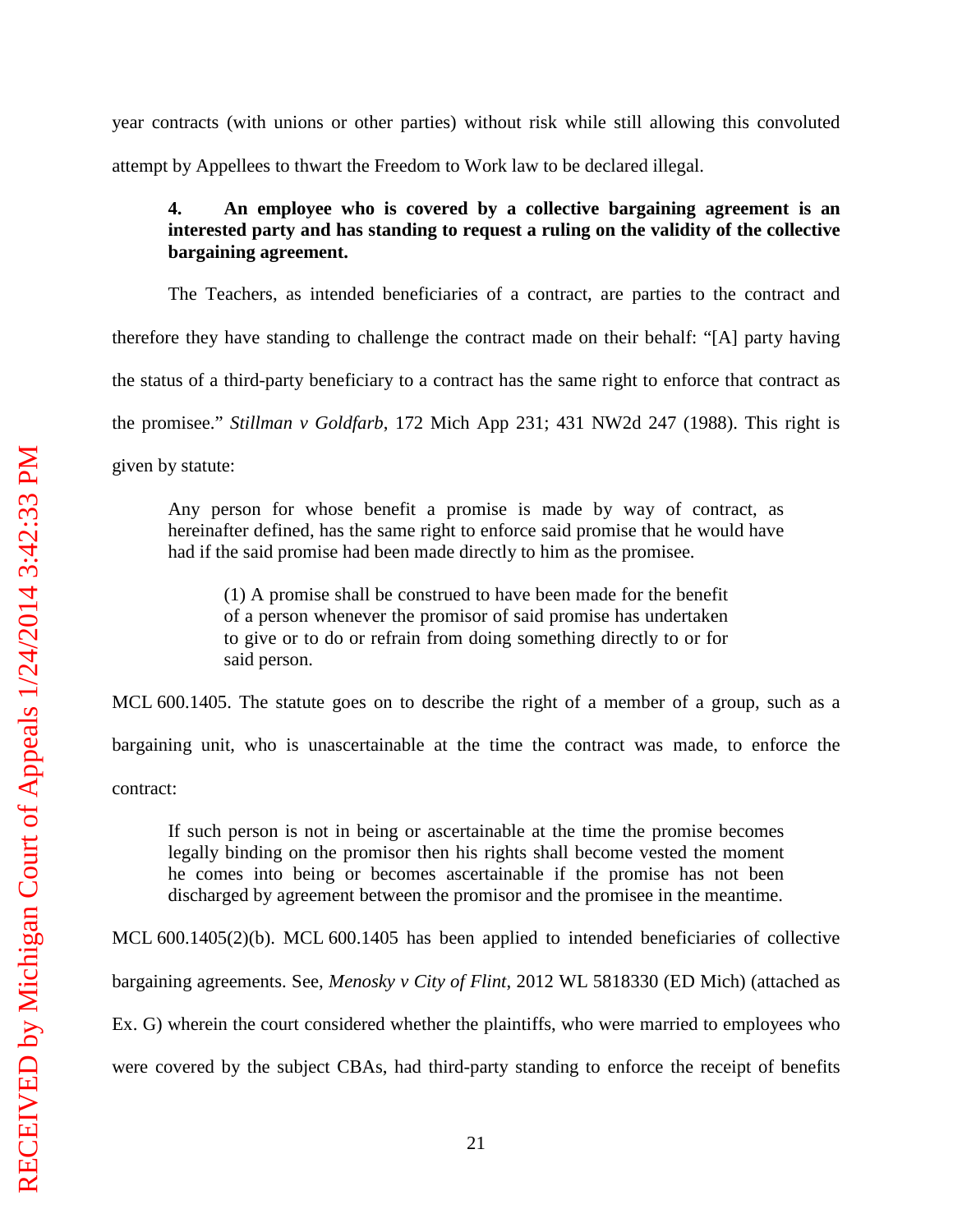year contracts (with unions or other parties) without risk while still allowing this convoluted attempt by Appellees to thwart the Freedom to Work law to be declared illegal.

> **4. An employee who is covered by a collective bargaining agreement is an interested party and has standing to request a ruling on the validity of the collective bargaining agreement.**

The Teachers, as intended beneficiaries of a contract, are parties to the contract and therefore they have standing to challenge the contract made on their behalf: "[A] party having the status of a third-party beneficiary to a contract has the same right to enforce that contract as the promisee." *Stillman v Goldfarb*, 172 Mich App 231; 431 NW2d 247 (1988). This right is given by statute:

> Any person for whose benefit a promise is made by way of contract, as hereinafter defined, has the same right to enforce said promise that he would have had if the said promise had been made directly to him as the promisee.
>
> > (1) A promise shall be construed to have been made for the benefit of a person whenever the promisor of said promise has undertaken to give or to do or refrain from doing something directly to or for said person.

MCL 600.1405. The statute goes on to describe the right of a member of a group, such as a bargaining unit, who is unascertainable at the time the contract was made, to enforce the contract:

> If such person is not in being or ascertainable at the time the promise becomes legally binding on the promisor then his rights shall become vested the moment he comes into being or becomes ascertainable if the promise has not been discharged by agreement between the promisor and the promisee in the meantime.

MCL 600.1405(2)(b). MCL 600.1405 has been applied to intended beneficiaries of collective bargaining agreements. See, *Menosky v City of Flint*, 2012 WL 5818330 (ED Mich) (attached as Ex. G) wherein the court considered whether the plaintiffs, who were married to employees who were covered by the subject CBAs, had third-party standing to enforce the receipt of benefits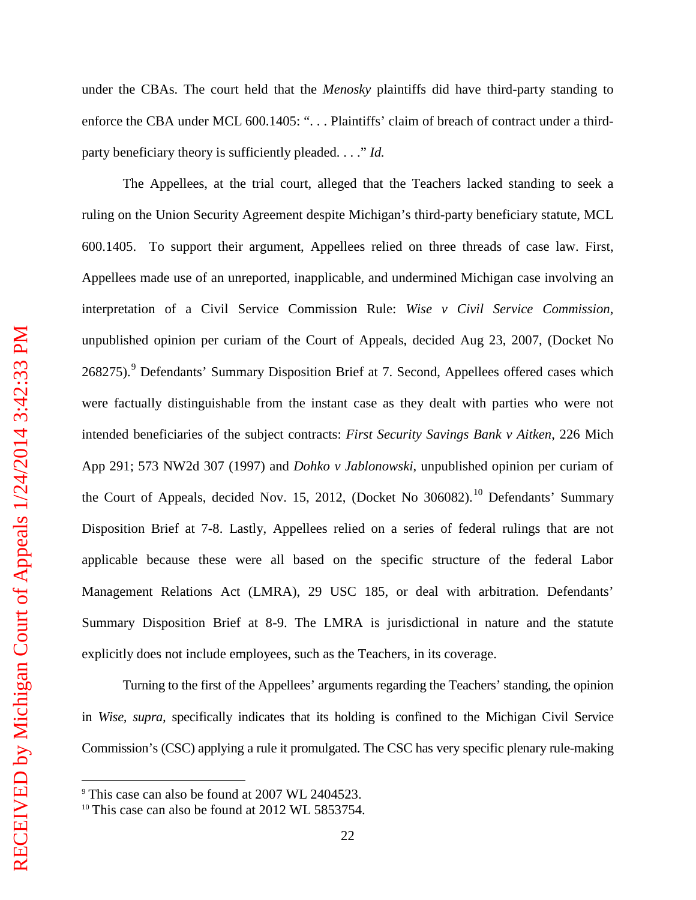under the CBAs. The court held that the *Menosky* plaintiffs did have third-party standing to enforce the CBA under MCL 600.1405: ". . . Plaintiffs' claim of breach of contract under a third-party beneficiary theory is sufficiently pleaded. . . ." *Id.*

The Appellees, at the trial court, alleged that the Teachers lacked standing to seek a ruling on the Union Security Agreement despite Michigan's third-party beneficiary statute, MCL 600.1405. To support their argument, Appellees relied on three threads of case law. First, Appellees made use of an unreported, inapplicable, and undermined Michigan case involving an interpretation of a Civil Service Commission Rule: *Wise v Civil Service Commission*, unpublished opinion per curiam of the Court of Appeals, decided Aug 23, 2007, (Docket No 268275).[9] Defendants' Summary Disposition Brief at 7. Second, Appellees offered cases which were factually distinguishable from the instant case as they dealt with parties who were not intended beneficiaries of the subject contracts: *First Security Savings Bank v Aitken*, 226 Mich App 291; 573 NW2d 307 (1997) and *Dohko v Jablonowski*, unpublished opinion per curiam of the Court of Appeals, decided Nov. 15, 2012, (Docket No 306082).[10] Defendants' Summary Disposition Brief at 7-8. Lastly, Appellees relied on a series of federal rulings that are not applicable because these were all based on the specific structure of the federal Labor Management Relations Act (LMRA), 29 USC 185, or deal with arbitration. Defendants' Summary Disposition Brief at 8-9. The LMRA is jurisdictional in nature and the statute explicitly does not include employees, such as the Teachers, in its coverage.

Turning to the first of the Appellees' arguments regarding the Teachers' standing, the opinion in *Wise, supra*, specifically indicates that its holding is confined to the Michigan Civil Service Commission's (CSC) applying a rule it promulgated. The CSC has very specific plenary rule-making

---

[9] This case can also be found at 2007 WL 2404523.

[10] This case can also be found at 2012 WL 5853754.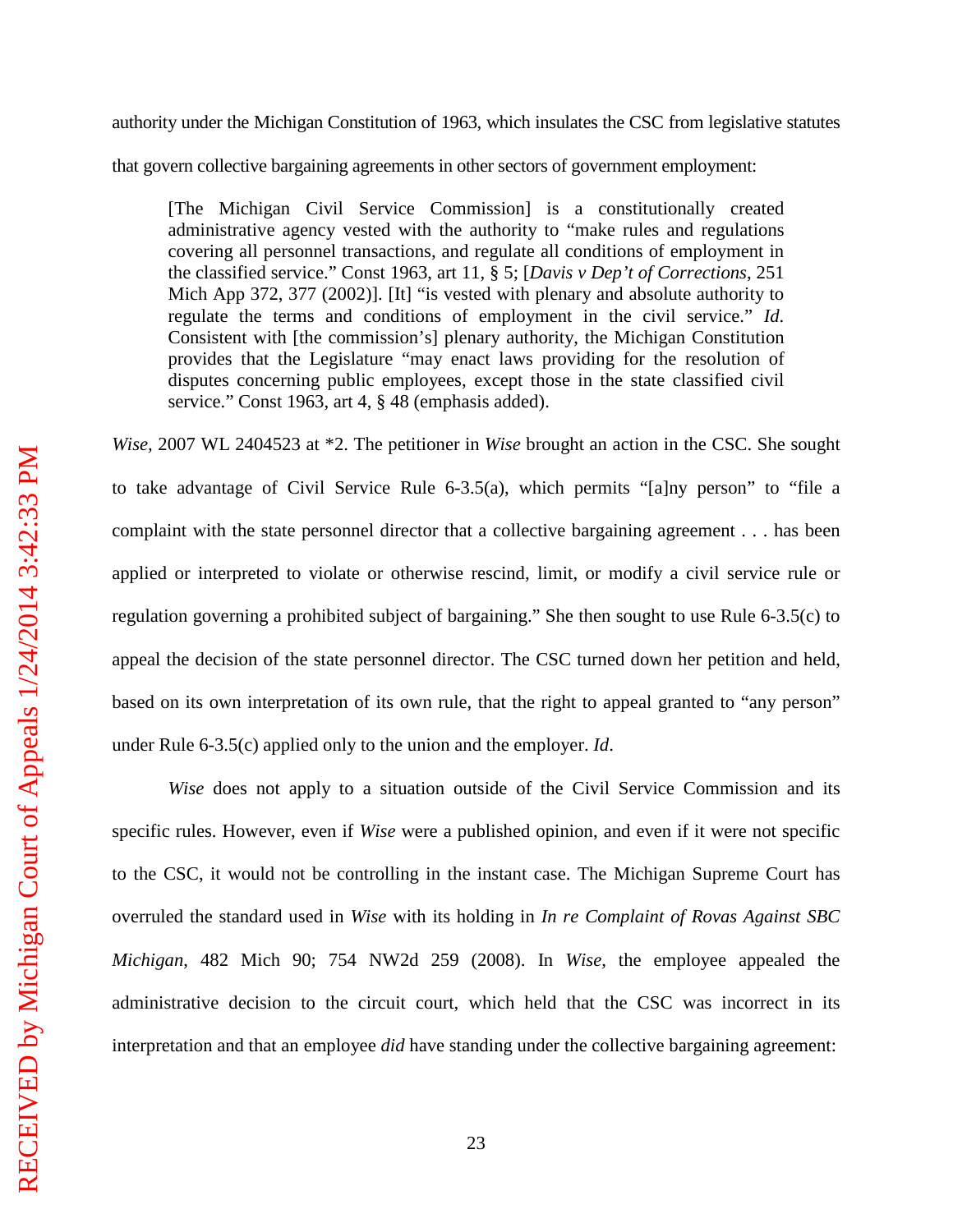authority under the Michigan Constitution of 1963, which insulates the CSC from legislative statutes that govern collective bargaining agreements in other sectors of government employment:

> [The Michigan Civil Service Commission] is a constitutionally created administrative agency vested with the authority to "make rules and regulations covering all personnel transactions, and regulate all conditions of employment in the classified service." Const 1963, art 11, § 5; [*Davis v Dep't of Corrections*, 251 Mich App 372, 377 (2002)]. [It] "is vested with plenary and absolute authority to regulate the terms and conditions of employment in the civil service." *Id*. Consistent with [the commission's] plenary authority, the Michigan Constitution provides that the Legislature "may enact laws providing for the resolution of disputes concerning public employees, except those in the state classified civil service." Const 1963, art 4, § 48 (emphasis added).

*Wise*, 2007 WL 2404523 at *2. The petitioner in *Wise* brought an action in the CSC. She sought to take advantage of Civil Service Rule 6-3.5(a), which permits "[a]ny person" to "file a complaint with the state personnel director that a collective bargaining agreement . . . has been applied or interpreted to violate or otherwise rescind, limit, or modify a civil service rule or regulation governing a prohibited subject of bargaining." She then sought to use Rule 6-3.5(c) to appeal the decision of the state personnel director. The CSC turned down her petition and held, based on its own interpretation of its own rule, that the right to appeal granted to "any person" under Rule 6-3.5(c) applied only to the union and the employer. *Id*.

*Wise* does not apply to a situation outside of the Civil Service Commission and its specific rules. However, even if *Wise* were a published opinion, and even if it were not specific to the CSC, it would not be controlling in the instant case. The Michigan Supreme Court has overruled the standard used in *Wise* with its holding in *In re Complaint of Rovas Against SBC Michigan*, 482 Mich 90; 754 NW2d 259 (2008). In *Wise*, the employee appealed the administrative decision to the circuit court, which held that the CSC was incorrect in its interpretation and that an employee *did* have standing under the collective bargaining agreement: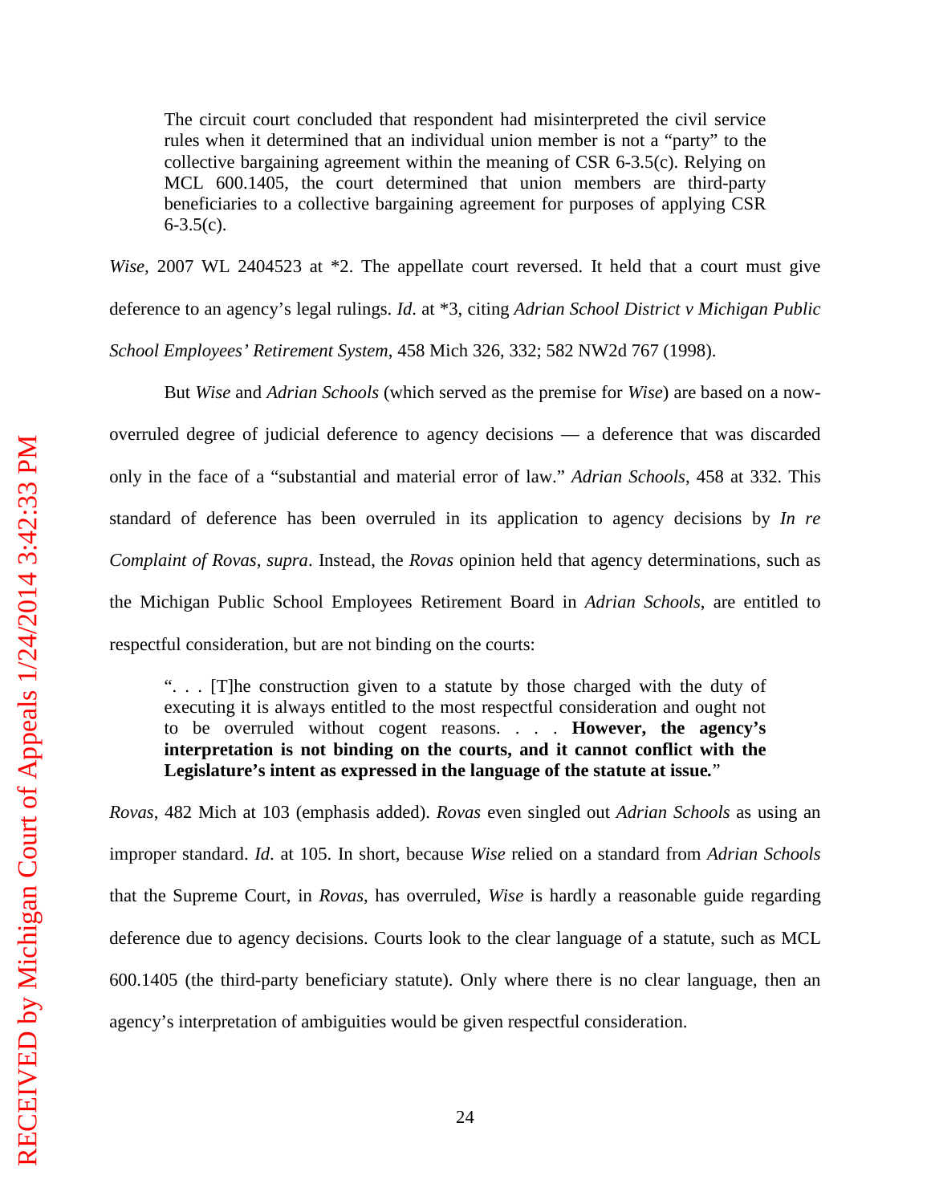> The circuit court concluded that respondent had misinterpreted the civil service rules when it determined that an individual union member is not a "party" to the collective bargaining agreement within the meaning of CSR 6-3.5(c). Relying on MCL 600.1405, the court determined that union members are third-party beneficiaries to a collective bargaining agreement for purposes of applying CSR 6-3.5(c).

*Wise*, 2007 WL 2404523 at *2. The appellate court reversed. It held that a court must give deference to an agency's legal rulings. *Id*. at *3, citing *Adrian School District v Michigan Public School Employees' Retirement System*, 458 Mich 326, 332; 582 NW2d 767 (1998).

But *Wise* and *Adrian Schools* (which served as the premise for *Wise*) are based on a now-overruled degree of judicial deference to agency decisions — a deference that was discarded only in the face of a "substantial and material error of law." *Adrian Schools*, 458 at 332. This standard of deference has been overruled in its application to agency decisions by *In re Complaint of Rovas, supra*. Instead, the *Rovas* opinion held that agency determinations, such as the Michigan Public School Employees Retirement Board in *Adrian Schools*, are entitled to respectful consideration, but are not binding on the courts:

> ". . . [T]he construction given to a statute by those charged with the duty of executing it is always entitled to the most respectful consideration and ought not to be overruled without cogent reasons. . . . **However, the agency's interpretation is not binding on the courts, and it cannot conflict with the Legislature's intent as expressed in the language of the statute at issue.**"

*Rovas*, 482 Mich at 103 (emphasis added). *Rovas* even singled out *Adrian Schools* as using an improper standard. *Id*. at 105. In short, because *Wise* relied on a standard from *Adrian Schools* that the Supreme Court, in *Rovas*, has overruled, *Wise* is hardly a reasonable guide regarding deference due to agency decisions. Courts look to the clear language of a statute, such as MCL 600.1405 (the third-party beneficiary statute). Only where there is no clear language, then an agency's interpretation of ambiguities would be given respectful consideration.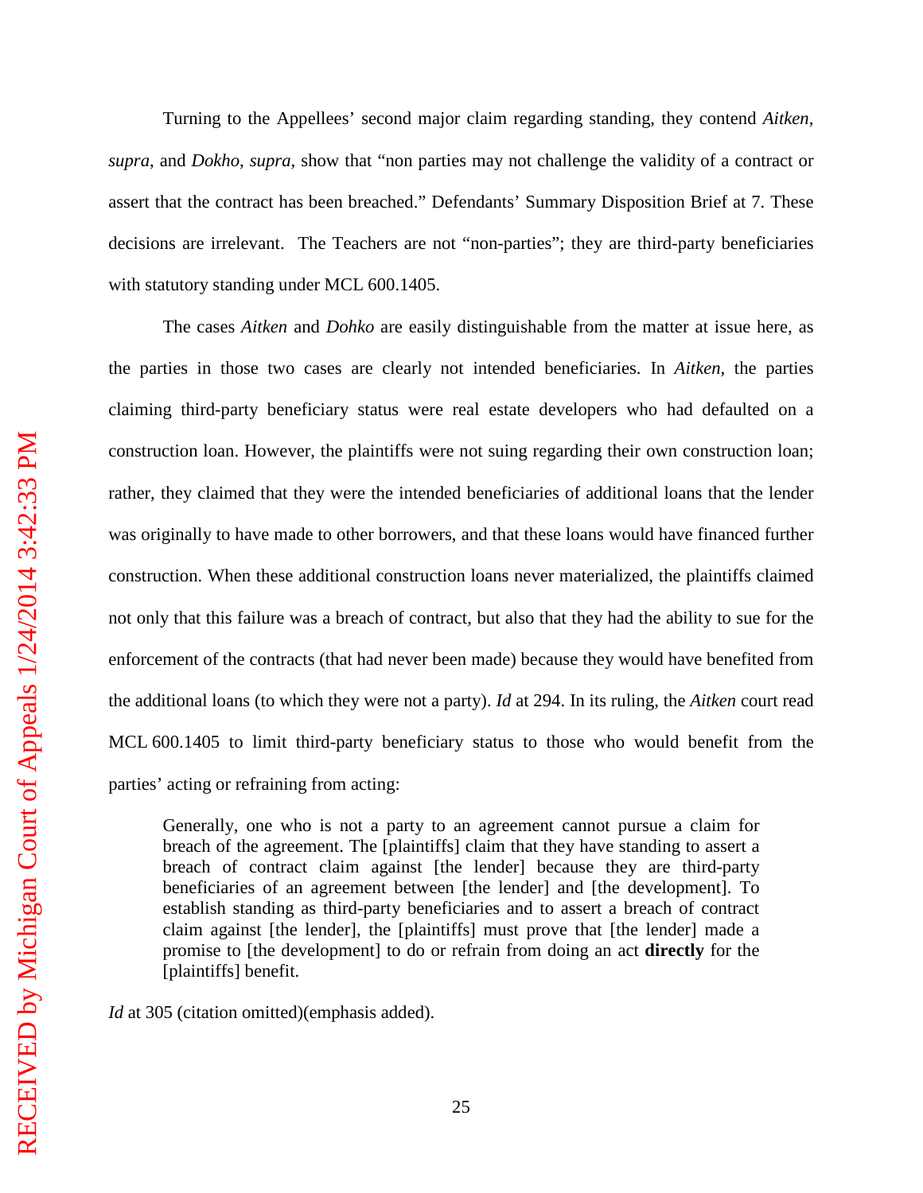Turning to the Appellees' second major claim regarding standing, they contend *Aitken*, *supra*, and *Dokho*, *supra*, show that "non parties may not challenge the validity of a contract or assert that the contract has been breached." Defendants' Summary Disposition Brief at 7. These decisions are irrelevant. The Teachers are not "non-parties"; they are third-party beneficiaries with statutory standing under MCL 600.1405.

The cases *Aitken* and *Dohko* are easily distinguishable from the matter at issue here, as the parties in those two cases are clearly not intended beneficiaries. In *Aitken,* the parties claiming third-party beneficiary status were real estate developers who had defaulted on a construction loan. However, the plaintiffs were not suing regarding their own construction loan; rather, they claimed that they were the intended beneficiaries of additional loans that the lender was originally to have made to other borrowers, and that these loans would have financed further construction. When these additional construction loans never materialized, the plaintiffs claimed not only that this failure was a breach of contract, but also that they had the ability to sue for the enforcement of the contracts (that had never been made) because they would have benefited from the additional loans (to which they were not a party). *Id* at 294. In its ruling, the *Aitken* court read MCL 600.1405 to limit third-party beneficiary status to those who would benefit from the parties' acting or refraining from acting:

> Generally, one who is not a party to an agreement cannot pursue a claim for breach of the agreement. The [plaintiffs] claim that they have standing to assert a breach of contract claim against [the lender] because they are third-party beneficiaries of an agreement between [the lender] and [the development]. To establish standing as third-party beneficiaries and to assert a breach of contract claim against [the lender], the [plaintiffs] must prove that [the lender] made a promise to [the development] to do or refrain from doing an act **directly** for the [plaintiffs] benefit.

*Id* at 305 (citation omitted)(emphasis added).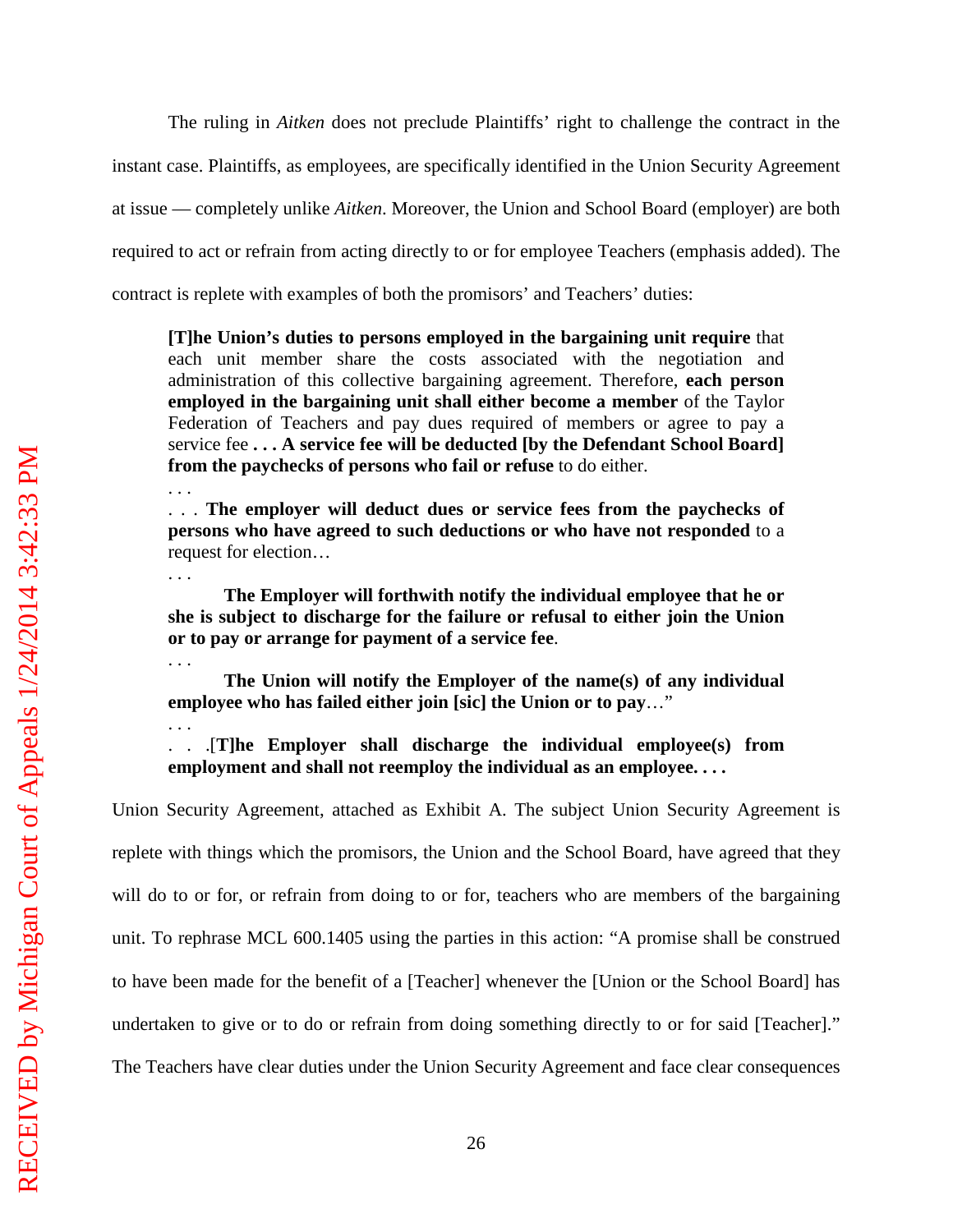The ruling in *Aitken* does not preclude Plaintiffs' right to challenge the contract in the instant case. Plaintiffs, as employees, are specifically identified in the Union Security Agreement at issue — completely unlike *Aitken*. Moreover, the Union and School Board (employer) are both required to act or refrain from acting directly to or for employee Teachers (emphasis added). The contract is replete with examples of both the promisors' and Teachers' duties:

> **[T]he Union's duties to persons employed in the bargaining unit require** that each unit member share the costs associated with the negotiation and administration of this collective bargaining agreement. Therefore, **each person employed in the bargaining unit shall either become a member** of the Taylor Federation of Teachers and pay dues required of members or agree to pay a service fee **. . . A service fee will be deducted [by the Defendant School Board] from the paychecks of persons who fail or refuse** to do either.
>
> . . .
>
> . . . **The employer will deduct dues or service fees from the paychecks of persons who have agreed to such deductions or who have not responded** to a request for election…
>
> . . .
>
> **The Employer will forthwith notify the individual employee that he or she is subject to discharge for the failure or refusal to either join the Union or to pay or arrange for payment of a service fee**.
>
> . . .
>
> **The Union will notify the Employer of the name(s) of any individual employee who has failed either join [sic] the Union or to pay**…"
>
> . . .
>
> . . .[**T]he Employer shall discharge the individual employee(s) from employment and shall not reemploy the individual as an employee. . . .**

Union Security Agreement, attached as Exhibit A. The subject Union Security Agreement is replete with things which the promisors, the Union and the School Board, have agreed that they will do to or for, or refrain from doing to or for, teachers who are members of the bargaining unit. To rephrase MCL 600.1405 using the parties in this action: "A promise shall be construed to have been made for the benefit of a [Teacher] whenever the [Union or the School Board] has undertaken to give or to do or refrain from doing something directly to or for said [Teacher]." The Teachers have clear duties under the Union Security Agreement and face clear consequences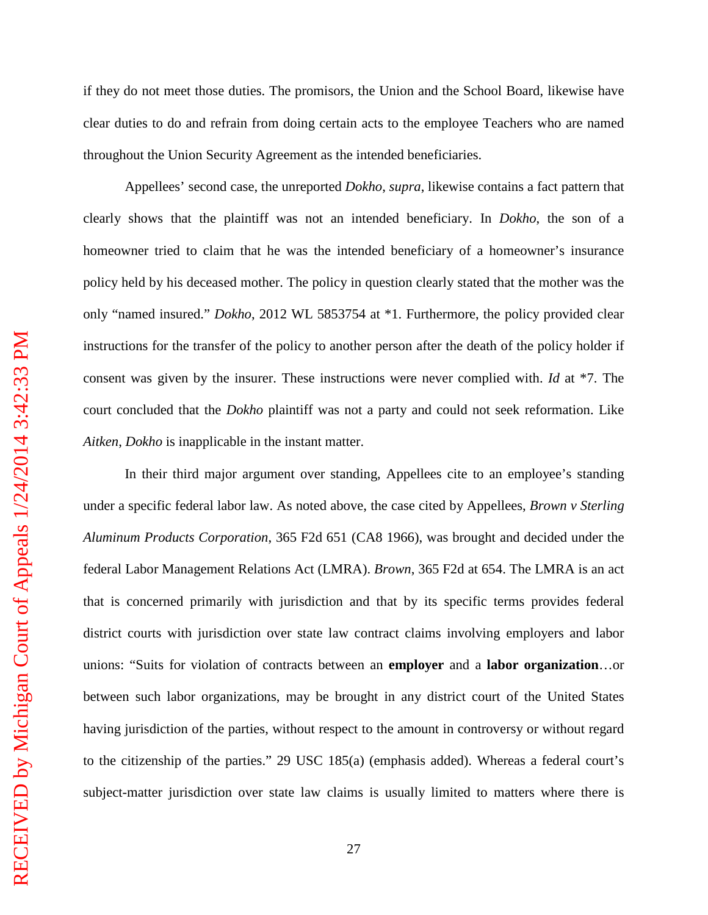if they do not meet those duties. The promisors, the Union and the School Board, likewise have clear duties to do and refrain from doing certain acts to the employee Teachers who are named throughout the Union Security Agreement as the intended beneficiaries.

Appellees' second case, the unreported *Dokho*, *supra*, likewise contains a fact pattern that clearly shows that the plaintiff was not an intended beneficiary. In *Dokho*, the son of a homeowner tried to claim that he was the intended beneficiary of a homeowner's insurance policy held by his deceased mother. The policy in question clearly stated that the mother was the only "named insured." *Dokho*, 2012 WL 5853754 at *1. Furthermore, the policy provided clear instructions for the transfer of the policy to another person after the death of the policy holder if consent was given by the insurer. These instructions were never complied with. *Id* at *7. The court concluded that the *Dokho* plaintiff was not a party and could not seek reformation. Like *Aitken*, *Dokho* is inapplicable in the instant matter.

In their third major argument over standing, Appellees cite to an employee's standing under a specific federal labor law. As noted above, the case cited by Appellees, *Brown v Sterling Aluminum Products Corporation*, 365 F2d 651 (CA8 1966), was brought and decided under the federal Labor Management Relations Act (LMRA). *Brown*, 365 F2d at 654. The LMRA is an act that is concerned primarily with jurisdiction and that by its specific terms provides federal district courts with jurisdiction over state law contract claims involving employers and labor unions: "Suits for violation of contracts between an **employer** and a **labor organization**…or between such labor organizations, may be brought in any district court of the United States having jurisdiction of the parties, without respect to the amount in controversy or without regard to the citizenship of the parties." 29 USC 185(a) (emphasis added). Whereas a federal court's subject-matter jurisdiction over state law claims is usually limited to matters where there is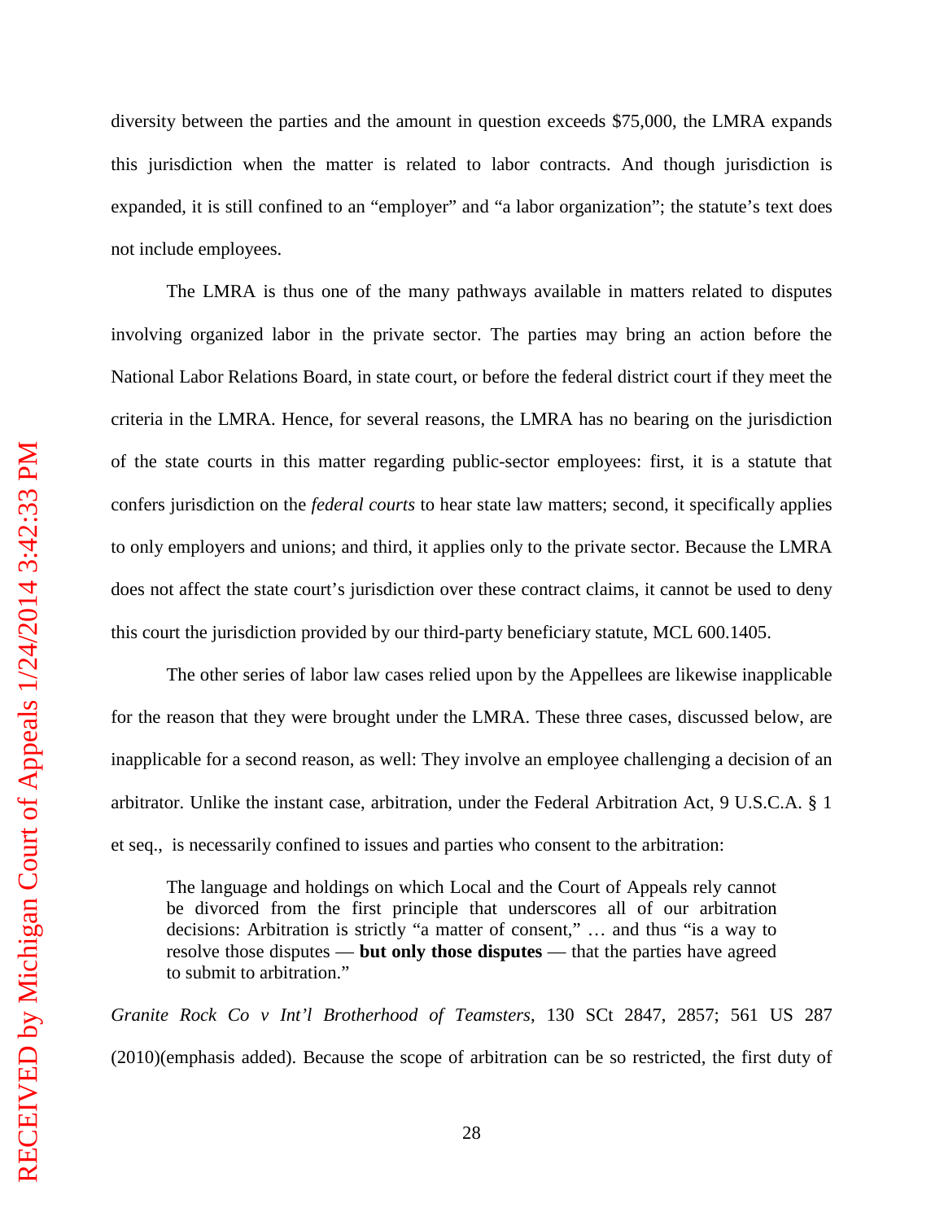diversity between the parties and the amount in question exceeds $75,000, the LMRA expands this jurisdiction when the matter is related to labor contracts. And though jurisdiction is expanded, it is still confined to an "employer" and "a labor organization"; the statute's text does not include employees.

The LMRA is thus one of the many pathways available in matters related to disputes involving organized labor in the private sector. The parties may bring an action before the National Labor Relations Board, in state court, or before the federal district court if they meet the criteria in the LMRA. Hence, for several reasons, the LMRA has no bearing on the jurisdiction of the state courts in this matter regarding public-sector employees: first, it is a statute that confers jurisdiction on the *federal courts* to hear state law matters; second, it specifically applies to only employers and unions; and third, it applies only to the private sector. Because the LMRA does not affect the state court's jurisdiction over these contract claims, it cannot be used to deny this court the jurisdiction provided by our third-party beneficiary statute, MCL 600.1405.

The other series of labor law cases relied upon by the Appellees are likewise inapplicable for the reason that they were brought under the LMRA. These three cases, discussed below, are inapplicable for a second reason, as well: They involve an employee challenging a decision of an arbitrator. Unlike the instant case, arbitration, under the Federal Arbitration Act, 9 U.S.C.A. § 1 et seq., is necessarily confined to issues and parties who consent to the arbitration:

> The language and holdings on which Local and the Court of Appeals rely cannot be divorced from the first principle that underscores all of our arbitration decisions: Arbitration is strictly "a matter of consent," … and thus "is a way to resolve those disputes — **but only those disputes** — that the parties have agreed to submit to arbitration."

*Granite Rock Co v Int'l Brotherhood of Teamsters*, 130 SCt 2847, 2857; 561 US 287 (2010)(emphasis added). Because the scope of arbitration can be so restricted, the first duty of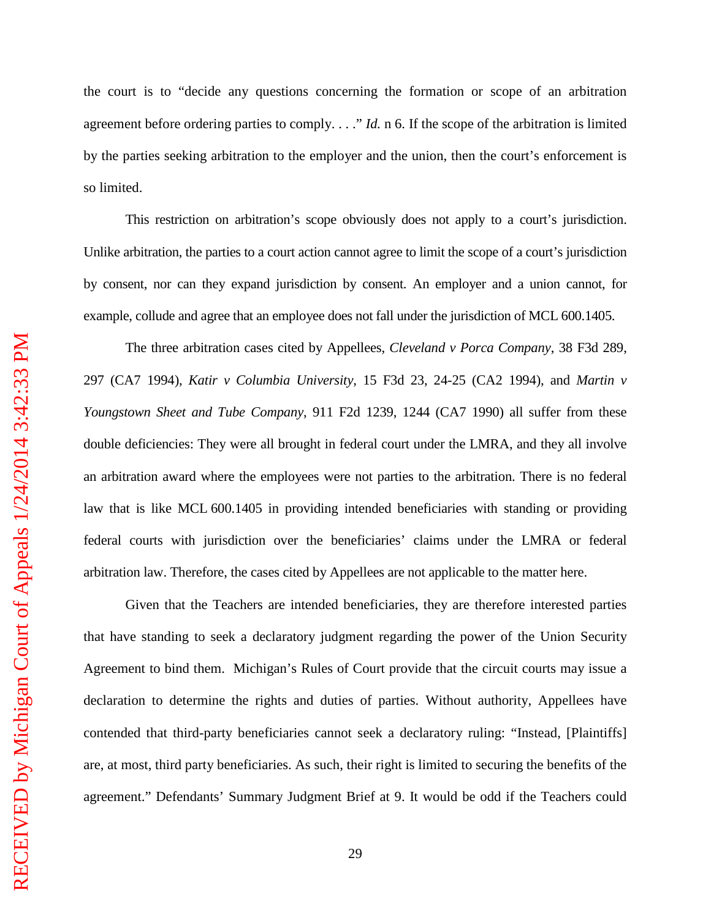the court is to "decide any questions concerning the formation or scope of an arbitration agreement before ordering parties to comply. . . ." *Id.* n 6. If the scope of the arbitration is limited by the parties seeking arbitration to the employer and the union, then the court's enforcement is so limited.

This restriction on arbitration's scope obviously does not apply to a court's jurisdiction. Unlike arbitration, the parties to a court action cannot agree to limit the scope of a court's jurisdiction by consent, nor can they expand jurisdiction by consent. An employer and a union cannot, for example, collude and agree that an employee does not fall under the jurisdiction of MCL 600.1405.

The three arbitration cases cited by Appellees, *Cleveland v Porca Company*, 38 F3d 289, 297 (CA7 1994), *Katir v Columbia University*, 15 F3d 23, 24-25 (CA2 1994), and *Martin v Youngstown Sheet and Tube Company*, 911 F2d 1239, 1244 (CA7 1990) all suffer from these double deficiencies: They were all brought in federal court under the LMRA, and they all involve an arbitration award where the employees were not parties to the arbitration. There is no federal law that is like MCL 600.1405 in providing intended beneficiaries with standing or providing federal courts with jurisdiction over the beneficiaries' claims under the LMRA or federal arbitration law. Therefore, the cases cited by Appellees are not applicable to the matter here.

Given that the Teachers are intended beneficiaries, they are therefore interested parties that have standing to seek a declaratory judgment regarding the power of the Union Security Agreement to bind them. Michigan's Rules of Court provide that the circuit courts may issue a declaration to determine the rights and duties of parties. Without authority, Appellees have contended that third-party beneficiaries cannot seek a declaratory ruling: "Instead, [Plaintiffs] are, at most, third party beneficiaries. As such, their right is limited to securing the benefits of the agreement." Defendants' Summary Judgment Brief at 9. It would be odd if the Teachers could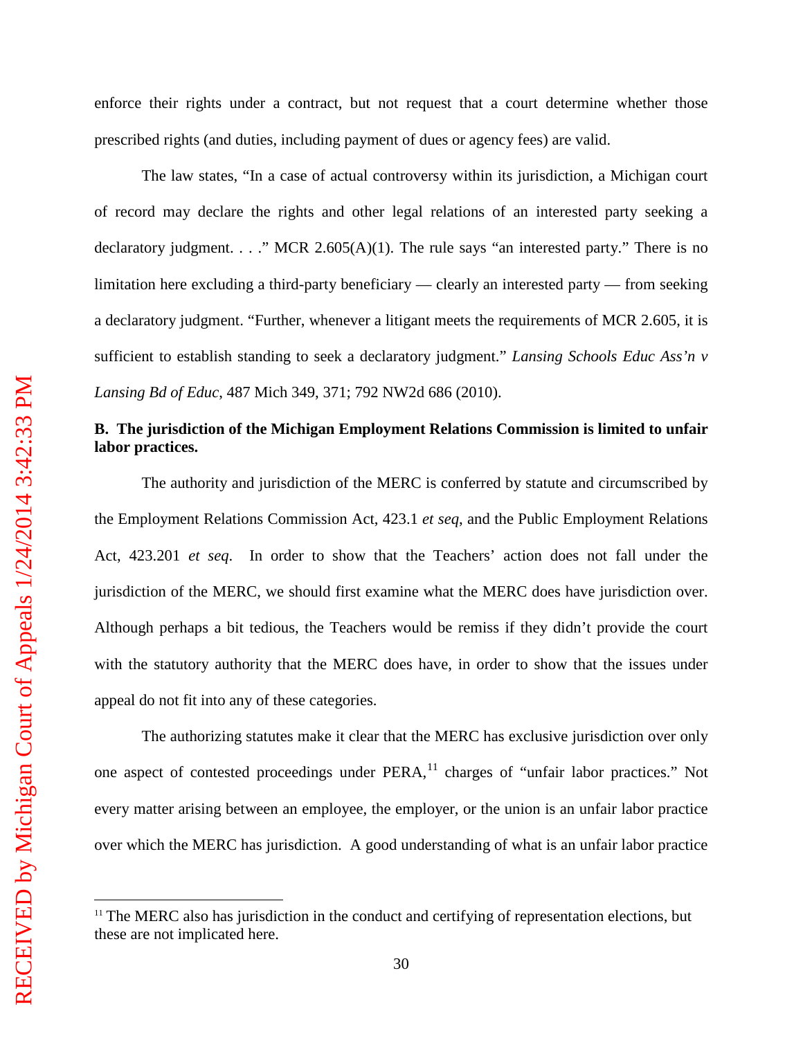enforce their rights under a contract, but not request that a court determine whether those prescribed rights (and duties, including payment of dues or agency fees) are valid.

The law states, "In a case of actual controversy within its jurisdiction, a Michigan court of record may declare the rights and other legal relations of an interested party seeking a declaratory judgment. . . ." MCR 2.605(A)(1). The rule says "an interested party." There is no limitation here excluding a third-party beneficiary — clearly an interested party — from seeking a declaratory judgment. "Further, whenever a litigant meets the requirements of MCR 2.605, it is sufficient to establish standing to seek a declaratory judgment." *Lansing Schools Educ Ass'n v Lansing Bd of Educ*, 487 Mich 349, 371; 792 NW2d 686 (2010).

**B. The jurisdiction of the Michigan Employment Relations Commission is limited to unfair labor practices.**

The authority and jurisdiction of the MERC is conferred by statute and circumscribed by the Employment Relations Commission Act, 423.1 *et seq*, and the Public Employment Relations Act, 423.201 *et seq*. In order to show that the Teachers' action does not fall under the jurisdiction of the MERC, we should first examine what the MERC does have jurisdiction over. Although perhaps a bit tedious, the Teachers would be remiss if they didn't provide the court with the statutory authority that the MERC does have, in order to show that the issues under appeal do not fit into any of these categories.

The authorizing statutes make it clear that the MERC has exclusive jurisdiction over only one aspect of contested proceedings under PERA,[11] charges of "unfair labor practices." Not every matter arising between an employee, the employer, or the union is an unfair labor practice over which the MERC has jurisdiction. A good understanding of what is an unfair labor practice

[11] The MERC also has jurisdiction in the conduct and certifying of representation elections, but these are not implicated here.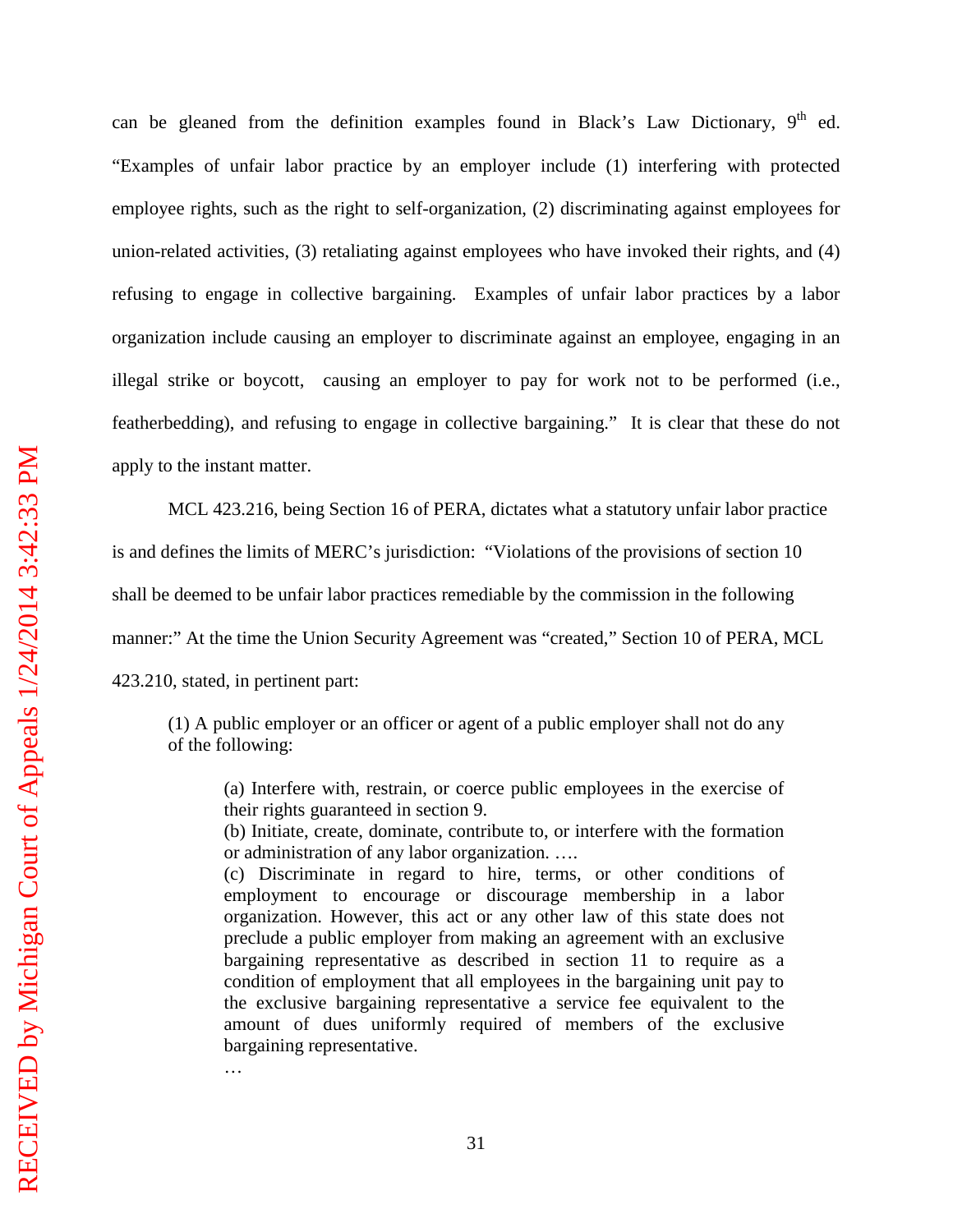can be gleaned from the definition examples found in Black's Law Dictionary, 9th ed. "Examples of unfair labor practice by an employer include (1) interfering with protected employee rights, such as the right to self-organization, (2) discriminating against employees for union-related activities, (3) retaliating against employees who have invoked their rights, and (4) refusing to engage in collective bargaining. Examples of unfair labor practices by a labor organization include causing an employer to discriminate against an employee, engaging in an illegal strike or boycott, causing an employer to pay for work not to be performed (i.e., featherbedding), and refusing to engage in collective bargaining." It is clear that these do not apply to the instant matter.

MCL 423.216, being Section 16 of PERA, dictates what a statutory unfair labor practice is and defines the limits of MERC's jurisdiction: "Violations of the provisions of section 10 shall be deemed to be unfair labor practices remediable by the commission in the following manner:" At the time the Union Security Agreement was "created," Section 10 of PERA, MCL 423.210, stated, in pertinent part:

> (1) A public employer or an officer or agent of a public employer shall not do any of the following:
>
> > (a) Interfere with, restrain, or coerce public employees in the exercise of their rights guaranteed in section 9.
> > (b) Initiate, create, dominate, contribute to, or interfere with the formation or administration of any labor organization. ….
> > (c) Discriminate in regard to hire, terms, or other conditions of employment to encourage or discourage membership in a labor organization. However, this act or any other law of this state does not preclude a public employer from making an agreement with an exclusive bargaining representative as described in section 11 to require as a condition of employment that all employees in the bargaining unit pay to the exclusive bargaining representative a service fee equivalent to the amount of dues uniformly required of members of the exclusive bargaining representative.
> >
> > …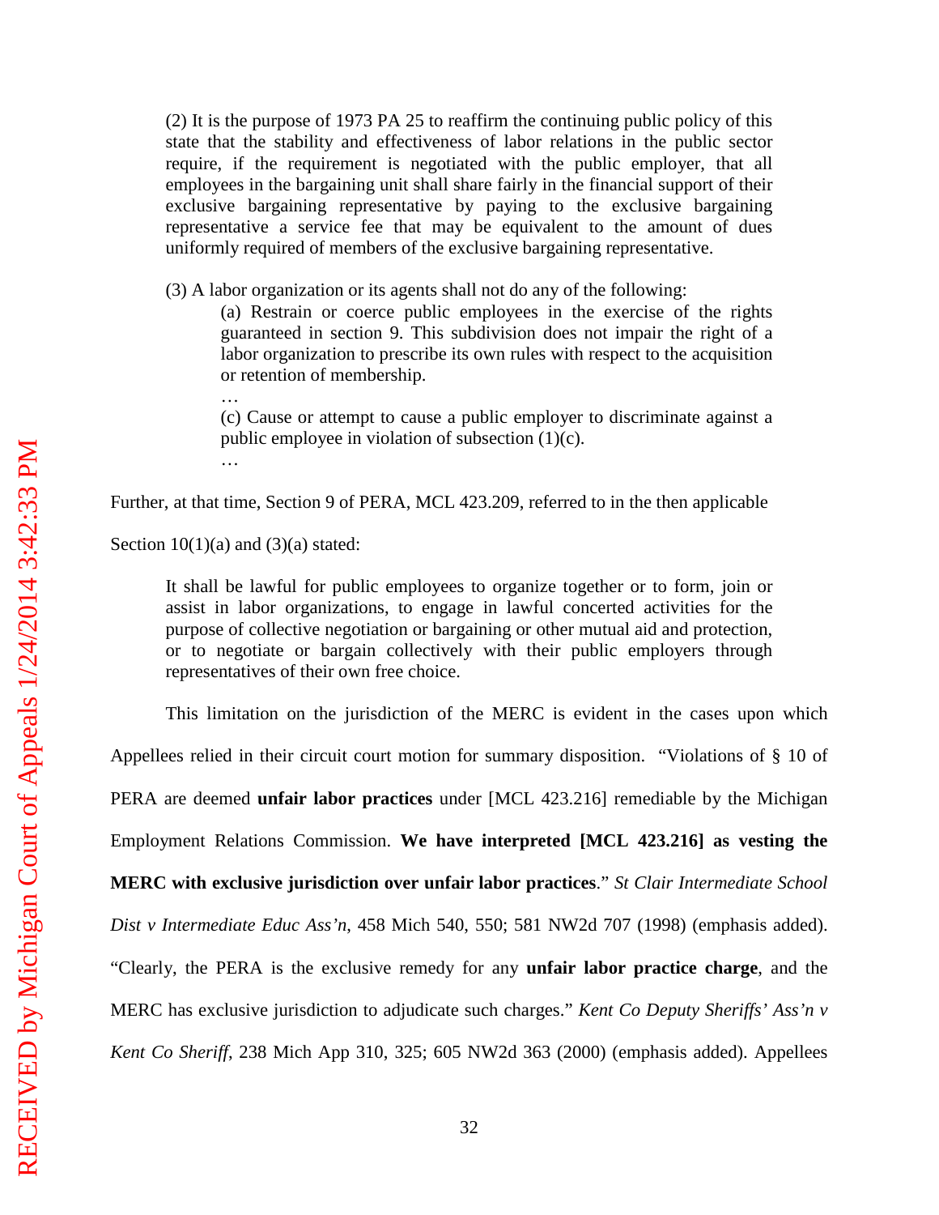> (2) It is the purpose of 1973 PA 25 to reaffirm the continuing public policy of this state that the stability and effectiveness of labor relations in the public sector require, if the requirement is negotiated with the public employer, that all employees in the bargaining unit shall share fairly in the financial support of their exclusive bargaining representative by paying to the exclusive bargaining representative a service fee that may be equivalent to the amount of dues uniformly required of members of the exclusive bargaining representative.
>
> (3) A labor organization or its agents shall not do any of the following:
>
> > (a) Restrain or coerce public employees in the exercise of the rights guaranteed in section 9. This subdivision does not impair the right of a labor organization to prescribe its own rules with respect to the acquisition or retention of membership.
> >
> > …
> >
> > (c) Cause or attempt to cause a public employer to discriminate against a public employee in violation of subsection (1)(c).
> >
> > …

Further, at that time, Section 9 of PERA, MCL 423.209, referred to in the then applicable Section 10(1)(a) and (3)(a) stated:

> It shall be lawful for public employees to organize together or to form, join or assist in labor organizations, to engage in lawful concerted activities for the purpose of collective negotiation or bargaining or other mutual aid and protection, or to negotiate or bargain collectively with their public employers through representatives of their own free choice.

This limitation on the jurisdiction of the MERC is evident in the cases upon which Appellees relied in their circuit court motion for summary disposition. "Violations of § 10 of PERA are deemed **unfair labor practices** under [MCL 423.216] remediable by the Michigan Employment Relations Commission. **We have interpreted [MCL 423.216] as vesting the MERC with exclusive jurisdiction over unfair labor practices**." *St Clair Intermediate School Dist v Intermediate Educ Ass'n*, 458 Mich 540, 550; 581 NW2d 707 (1998) (emphasis added). "Clearly, the PERA is the exclusive remedy for any **unfair labor practice charge**, and the MERC has exclusive jurisdiction to adjudicate such charges." *Kent Co Deputy Sheriffs' Ass'n v Kent Co Sheriff*, 238 Mich App 310, 325; 605 NW2d 363 (2000) (emphasis added). Appellees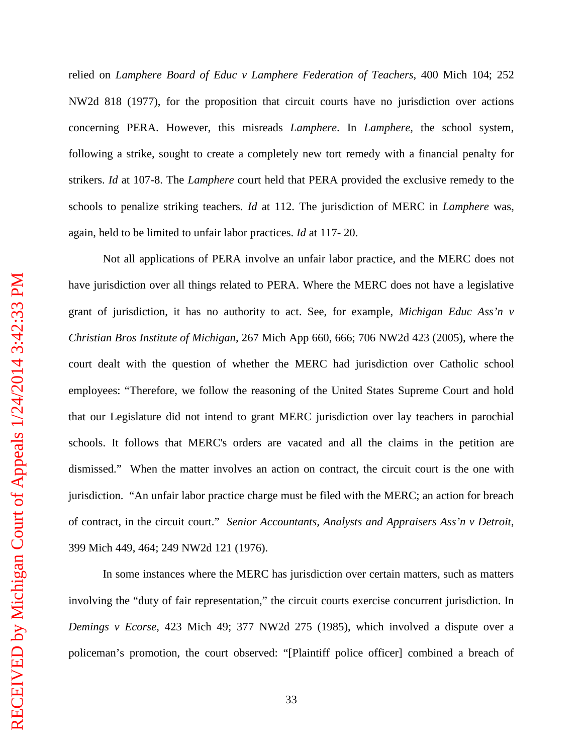relied on *Lamphere Board of Educ v Lamphere Federation of Teachers*, 400 Mich 104; 252 NW2d 818 (1977), for the proposition that circuit courts have no jurisdiction over actions concerning PERA. However, this misreads *Lamphere*. In *Lamphere*, the school system, following a strike, sought to create a completely new tort remedy with a financial penalty for strikers. *Id* at 107-8. The *Lamphere* court held that PERA provided the exclusive remedy to the schools to penalize striking teachers. *Id* at 112. The jurisdiction of MERC in *Lamphere* was, again, held to be limited to unfair labor practices. *Id* at 117- 20.

Not all applications of PERA involve an unfair labor practice, and the MERC does not have jurisdiction over all things related to PERA. Where the MERC does not have a legislative grant of jurisdiction, it has no authority to act. See, for example, *Michigan Educ Ass'n v Christian Bros Institute of Michigan*, 267 Mich App 660, 666; 706 NW2d 423 (2005), where the court dealt with the question of whether the MERC had jurisdiction over Catholic school employees: "Therefore, we follow the reasoning of the United States Supreme Court and hold that our Legislature did not intend to grant MERC jurisdiction over lay teachers in parochial schools. It follows that MERC's orders are vacated and all the claims in the petition are dismissed." When the matter involves an action on contract, the circuit court is the one with jurisdiction. "An unfair labor practice charge must be filed with the MERC; an action for breach of contract, in the circuit court." *Senior Accountants, Analysts and Appraisers Ass'n v Detroit*, 399 Mich 449, 464; 249 NW2d 121 (1976).

In some instances where the MERC has jurisdiction over certain matters, such as matters involving the "duty of fair representation," the circuit courts exercise concurrent jurisdiction. In *Demings v Ecorse*, 423 Mich 49; 377 NW2d 275 (1985), which involved a dispute over a policeman's promotion, the court observed: "[Plaintiff police officer] combined a breach of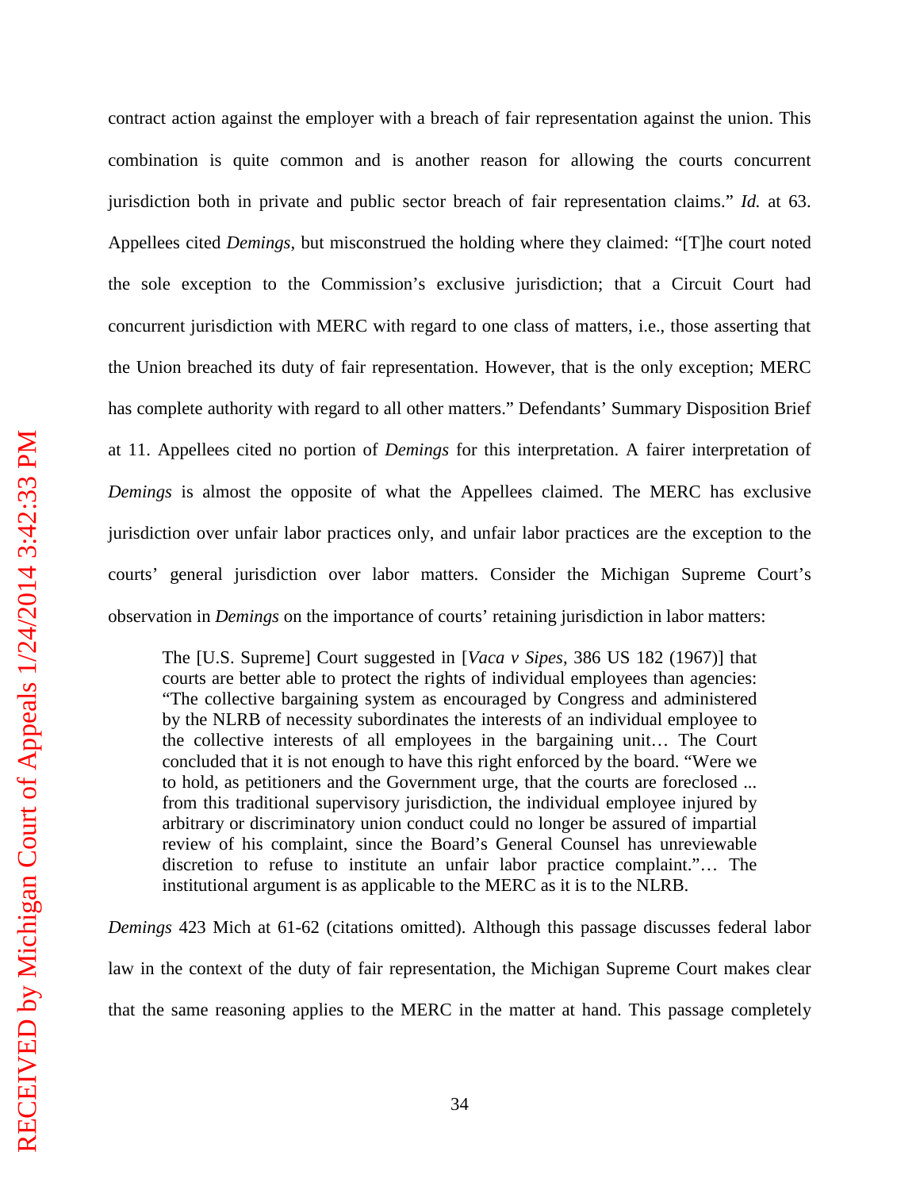contract action against the employer with a breach of fair representation against the union. This combination is quite common and is another reason for allowing the courts concurrent jurisdiction both in private and public sector breach of fair representation claims." *Id.* at 63. Appellees cited *Demings*, but misconstrued the holding where they claimed: "[T]he court noted the sole exception to the Commission's exclusive jurisdiction; that a Circuit Court had concurrent jurisdiction with MERC with regard to one class of matters, i.e., those asserting that the Union breached its duty of fair representation. However, that is the only exception; MERC has complete authority with regard to all other matters." Defendants' Summary Disposition Brief at 11. Appellees cited no portion of *Demings* for this interpretation. A fairer interpretation of *Demings* is almost the opposite of what the Appellees claimed. The MERC has exclusive jurisdiction over unfair labor practices only, and unfair labor practices are the exception to the courts' general jurisdiction over labor matters. Consider the Michigan Supreme Court's observation in *Demings* on the importance of courts' retaining jurisdiction in labor matters:

> The [U.S. Supreme] Court suggested in [*Vaca v Sipes*, 386 US 182 (1967)] that courts are better able to protect the rights of individual employees than agencies: "The collective bargaining system as encouraged by Congress and administered by the NLRB of necessity subordinates the interests of an individual employee to the collective interests of all employees in the bargaining unit… The Court concluded that it is not enough to have this right enforced by the board. "Were we to hold, as petitioners and the Government urge, that the courts are foreclosed ... from this traditional supervisory jurisdiction, the individual employee injured by arbitrary or discriminatory union conduct could no longer be assured of impartial review of his complaint, since the Board's General Counsel has unreviewable discretion to refuse to institute an unfair labor practice complaint."… The institutional argument is as applicable to the MERC as it is to the NLRB.

*Demings* 423 Mich at 61-62 (citations omitted). Although this passage discusses federal labor law in the context of the duty of fair representation, the Michigan Supreme Court makes clear that the same reasoning applies to the MERC in the matter at hand. This passage completely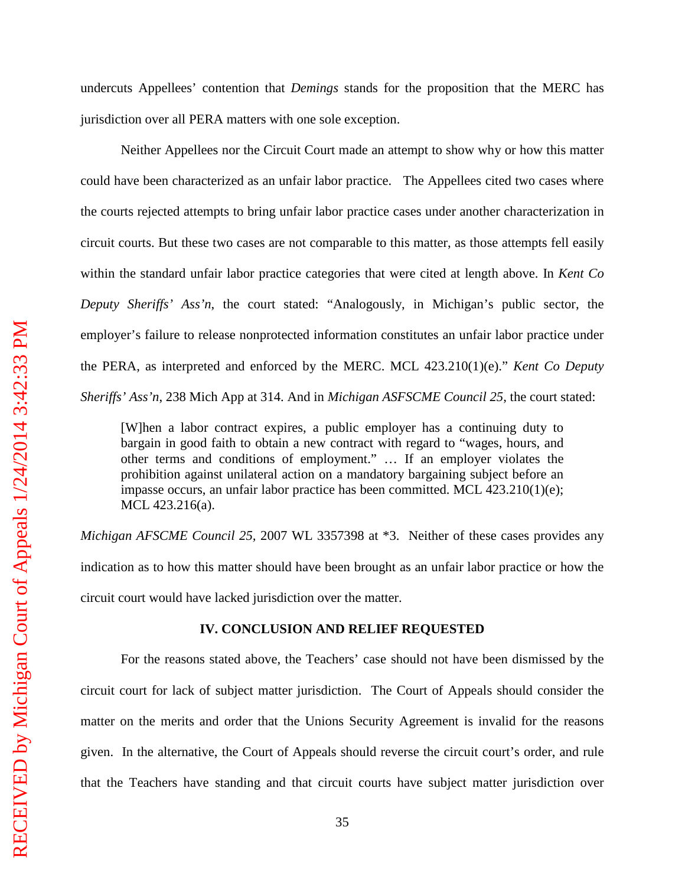undercuts Appellees' contention that *Demings* stands for the proposition that the MERC has jurisdiction over all PERA matters with one sole exception.

Neither Appellees nor the Circuit Court made an attempt to show why or how this matter could have been characterized as an unfair labor practice. The Appellees cited two cases where the courts rejected attempts to bring unfair labor practice cases under another characterization in circuit courts. But these two cases are not comparable to this matter, as those attempts fell easily within the standard unfair labor practice categories that were cited at length above. In *Kent Co Deputy Sheriffs' Ass'n*, the court stated: "Analogously, in Michigan's public sector, the employer's failure to release nonprotected information constitutes an unfair labor practice under the PERA, as interpreted and enforced by the MERC. MCL 423.210(1)(e)." *Kent Co Deputy Sheriffs' Ass'n*, 238 Mich App at 314. And in *Michigan ASFSCME Council 25*, the court stated:

> [W]hen a labor contract expires, a public employer has a continuing duty to bargain in good faith to obtain a new contract with regard to "wages, hours, and other terms and conditions of employment." … If an employer violates the prohibition against unilateral action on a mandatory bargaining subject before an impasse occurs, an unfair labor practice has been committed. MCL 423.210(1)(e); MCL 423.216(a).

*Michigan AFSCME Council 25*, 2007 WL 3357398 at \*3. Neither of these cases provides any indication as to how this matter should have been brought as an unfair labor practice or how the circuit court would have lacked jurisdiction over the matter.

## IV. CONCLUSION AND RELIEF REQUESTED

For the reasons stated above, the Teachers' case should not have been dismissed by the circuit court for lack of subject matter jurisdiction. The Court of Appeals should consider the matter on the merits and order that the Unions Security Agreement is invalid for the reasons given. In the alternative, the Court of Appeals should reverse the circuit court's order, and rule that the Teachers have standing and that circuit courts have subject matter jurisdiction over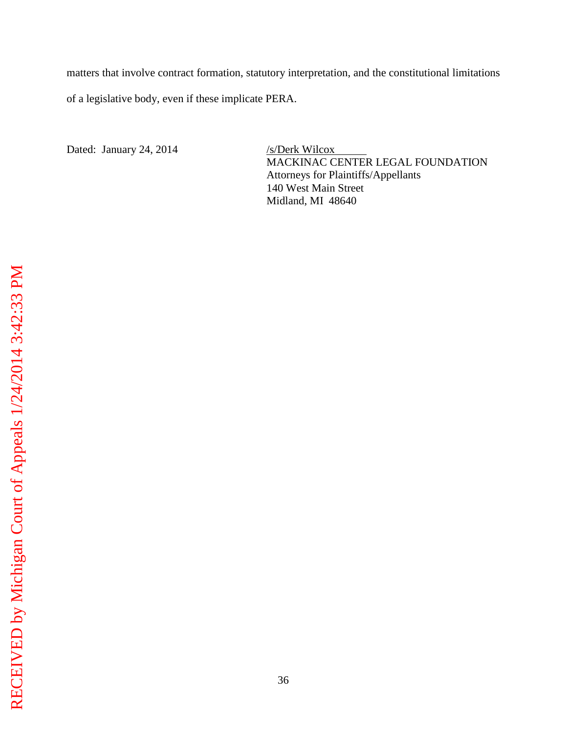matters that involve contract formation, statutory interpretation, and the constitutional limitations of a legislative body, even if these implicate PERA.

Dated: January 24, 2014

/s/Derk Wilcox
MACKINAC CENTER LEGAL FOUNDATION
Attorneys for Plaintiffs/Appellants
140 West Main Street
Midland, MI 48640

RECEIVED by Michigan Court of Appeals 1/24/2014 3:42:33 PM